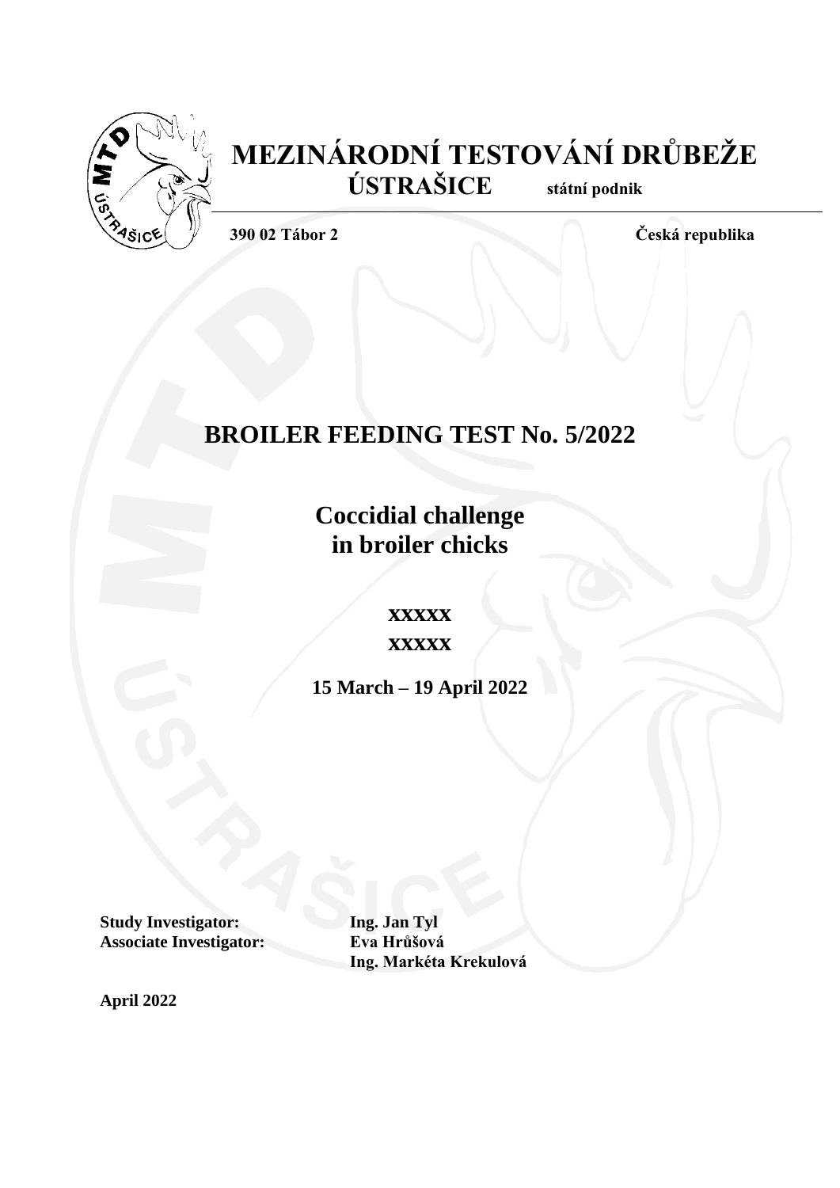# MEZINÁRODNÍ TESTOVÁNÍ DRŮBEŽE

**ÚSTRAŠICE** **státní podnik**

**390 02 Tábor 2** **Česká republika**

# BROILER FEEDING TEST No. 5/2022

## Coccidial challenge in broiler chicks

**XXXXX**

**XXXXX**

**15 March – 19 April 2022**

**Study Investigator:** **Ing. Jan Tyl**

**Associate Investigator:** **Eva Hrůšová**

**Ing. Markéta Krekulová**

**April 2022**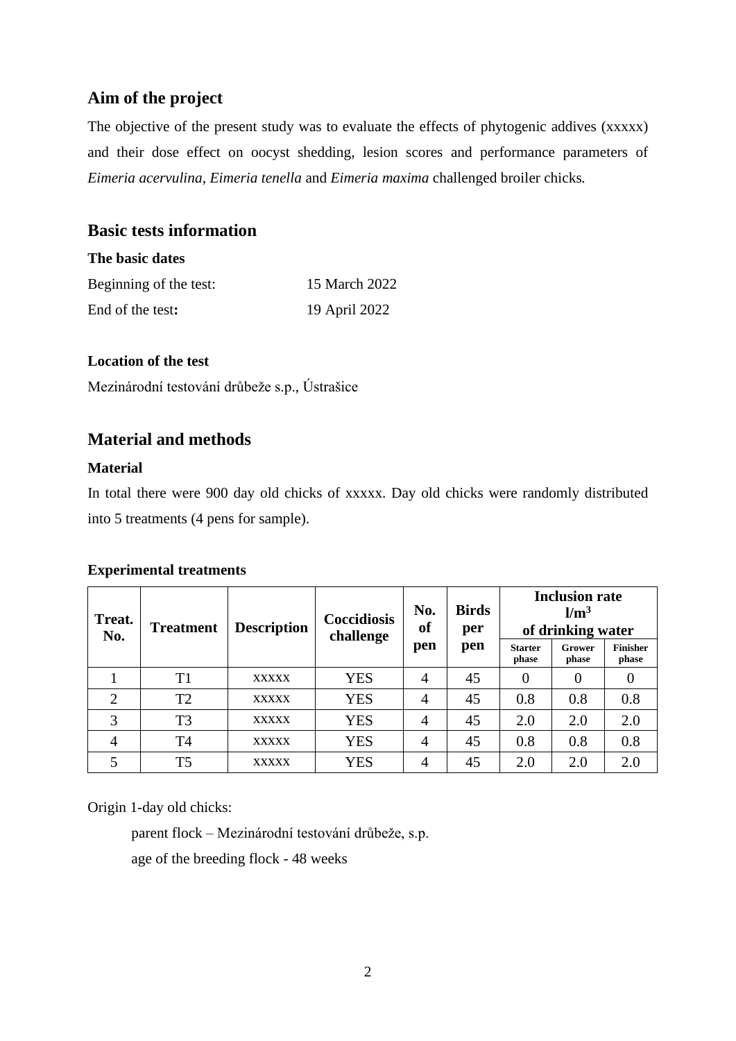## Aim of the project

The objective of the present study was to evaluate the effects of phytogenic addives (xxxxx) and their dose effect on oocyst shedding, lesion scores and performance parameters of *Eimeria acervulina*, *Eimeria tenella* and *Eimeria maxima* challenged broiler chicks.

## Basic tests information

### The basic dates

Beginning of the test: 15 March 2022

End of the test**:** 19 April 2022

### Location of the test

Mezinárodní testování drůbeže s.p., Ústrašice

## Material and methods

### Material

In total there were 900 day old chicks of xxxxx. Day old chicks were randomly distributed into 5 treatments (4 pens for sample).

### Experimental treatments

| Treat. No. | Treatment | Description | Coccidiosis challenge | No. of pen | Birds per pen | Inclusion rate l/m$^3$ of drinking water | | |
|---|---|---|---|---|---|---|---|---|
| | | | | | | Starter phase | Grower phase | Finisher phase |
| 1 | T1 | xxxxx | YES | 4 | 45 | 0 | 0 | 0 |
| 2 | T2 | xxxxx | YES | 4 | 45 | 0.8 | 0.8 | 0.8 |
| 3 | T3 | xxxxx | YES | 4 | 45 | 2.0 | 2.0 | 2.0 |
| 4 | T4 | xxxxx | YES | 4 | 45 | 0.8 | 0.8 | 0.8 |
| 5 | T5 | xxxxx | YES | 4 | 45 | 2.0 | 2.0 | 2.0 |

Origin 1-day old chicks:

parent flock – Mezinárodní testování drůbeže, s.p.

age of the breeding flock - 48 weeks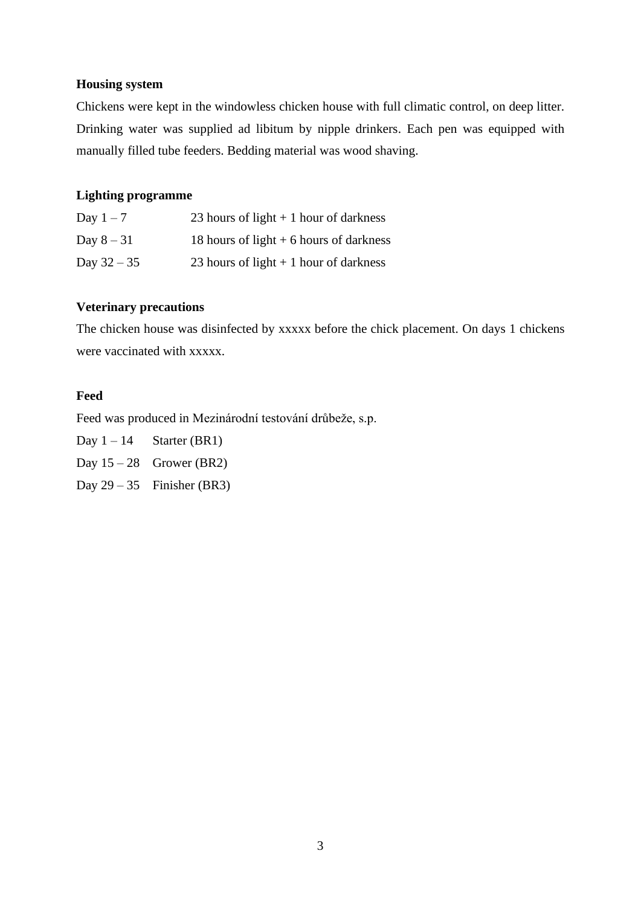**Housing system**

Chickens were kept in the windowless chicken house with full climatic control, on deep litter. Drinking water was supplied ad libitum by nipple drinkers. Each pen was equipped with manually filled tube feeders. Bedding material was wood shaving.

**Lighting programme**

Day 1 – 7 23 hours of light + 1 hour of darkness

Day 8 – 31 18 hours of light + 6 hours of darkness

Day 32 – 35 23 hours of light + 1 hour of darkness

**Veterinary precautions**

The chicken house was disinfected by xxxxx before the chick placement. On days 1 chickens were vaccinated with xxxxx.

**Feed**

Feed was produced in Mezinárodní testování drůbeže, s.p.

Day 1 – 14 Starter (BR1)

Day 15 – 28 Grower (BR2)

Day 29 – 35 Finisher (BR3)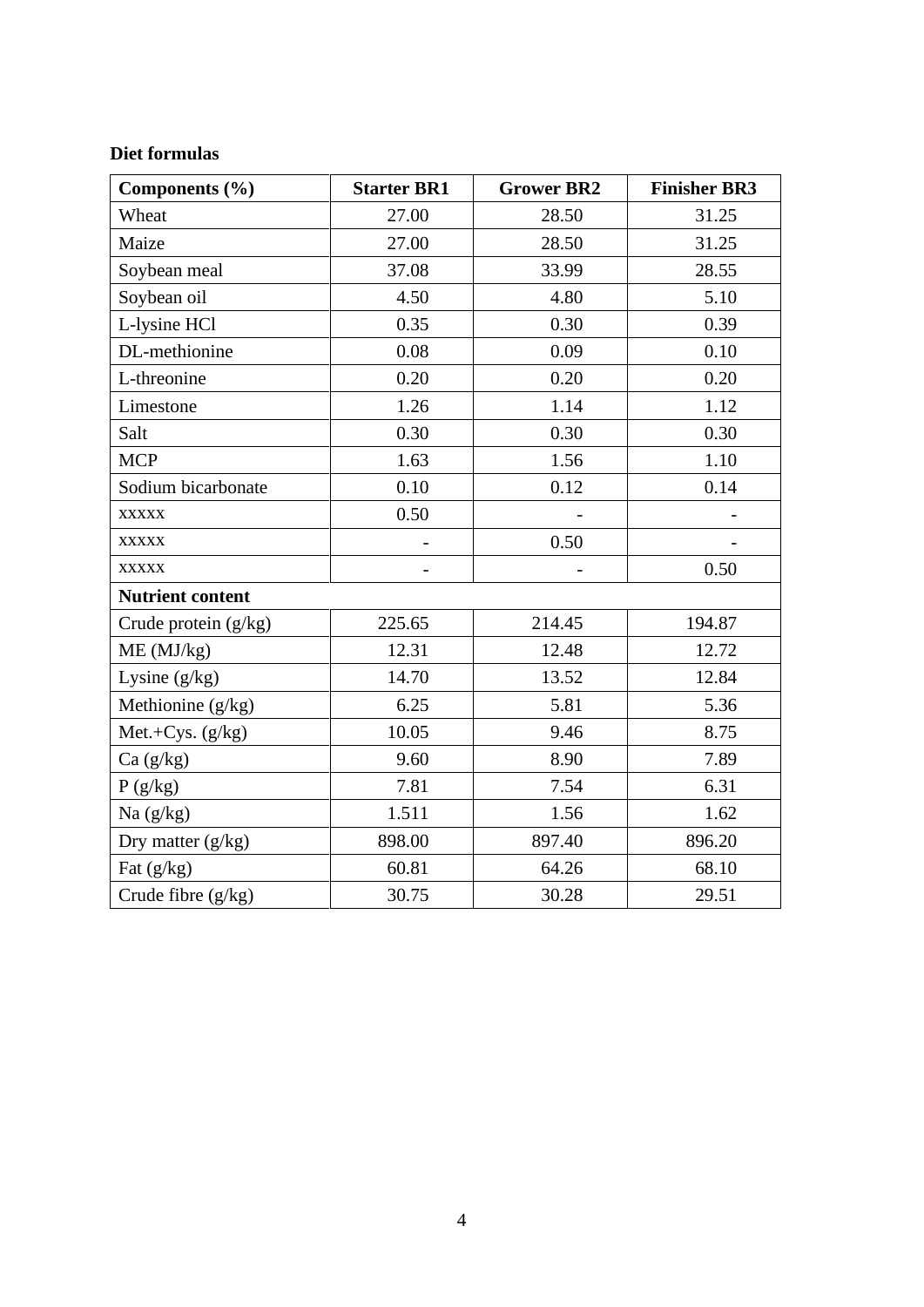**Diet formulas**

| **Components (%)** | **Starter BR1** | **Grower BR2** | **Finisher BR3** |
|---|---|---|---|
| Wheat | 27.00 | 28.50 | 31.25 |
| Maize | 27.00 | 28.50 | 31.25 |
| Soybean meal | 37.08 | 33.99 | 28.55 |
| Soybean oil | 4.50 | 4.80 | 5.10 |
| L-lysine HCl | 0.35 | 0.30 | 0.39 |
| DL-methionine | 0.08 | 0.09 | 0.10 |
| L-threonine | 0.20 | 0.20 | 0.20 |
| Limestone | 1.26 | 1.14 | 1.12 |
| Salt | 0.30 | 0.30 | 0.30 |
| MCP | 1.63 | 1.56 | 1.10 |
| Sodium bicarbonate | 0.10 | 0.12 | 0.14 |
| xxxxx | 0.50 | - | - |
| xxxxx | - | 0.50 | - |
| xxxxx | - | - | 0.50 |
| **Nutrient content** | | | |
| Crude protein (g/kg) | 225.65 | 214.45 | 194.87 |
| ME (MJ/kg) | 12.31 | 12.48 | 12.72 |
| Lysine (g/kg) | 14.70 | 13.52 | 12.84 |
| Methionine (g/kg) | 6.25 | 5.81 | 5.36 |
| Met.+Cys. (g/kg) | 10.05 | 9.46 | 8.75 |
| Ca (g/kg) | 9.60 | 8.90 | 7.89 |
| P (g/kg) | 7.81 | 7.54 | 6.31 |
| Na (g/kg) | 1.511 | 1.56 | 1.62 |
| Dry matter (g/kg) | 898.00 | 897.40 | 896.20 |
| Fat (g/kg) | 60.81 | 64.26 | 68.10 |
| Crude fibre (g/kg) | 30.75 | 30.28 | 29.51 |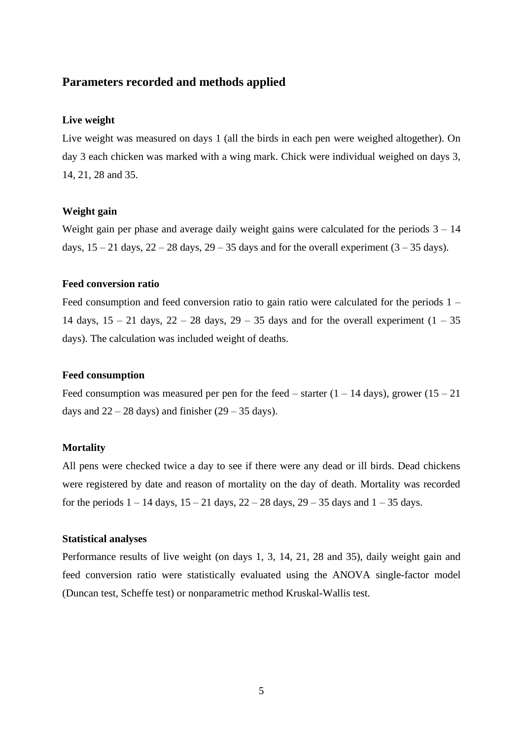## Parameters recorded and methods applied

### Live weight

Live weight was measured on days 1 (all the birds in each pen were weighed altogether). On day 3 each chicken was marked with a wing mark. Chick were individual weighed on days 3, 14, 21, 28 and 35.

### Weight gain

Weight gain per phase and average daily weight gains were calculated for the periods 3 – 14 days, 15 – 21 days, 22 – 28 days, 29 – 35 days and for the overall experiment (3 – 35 days).

### Feed conversion ratio

Feed consumption and feed conversion ratio to gain ratio were calculated for the periods 1 – 14 days, 15 – 21 days, 22 – 28 days, 29 – 35 days and for the overall experiment (1 – 35 days). The calculation was included weight of deaths.

### Feed consumption

Feed consumption was measured per pen for the feed – starter (1 – 14 days), grower (15 – 21 days and 22 – 28 days) and finisher (29 – 35 days).

### Mortality

All pens were checked twice a day to see if there were any dead or ill birds. Dead chickens were registered by date and reason of mortality on the day of death. Mortality was recorded for the periods 1 – 14 days, 15 – 21 days, 22 – 28 days, 29 – 35 days and 1 – 35 days.

### Statistical analyses

Performance results of live weight (on days 1, 3, 14, 21, 28 and 35), daily weight gain and feed conversion ratio were statistically evaluated using the ANOVA single-factor model (Duncan test, Scheffe test) or nonparametric method Kruskal-Wallis test.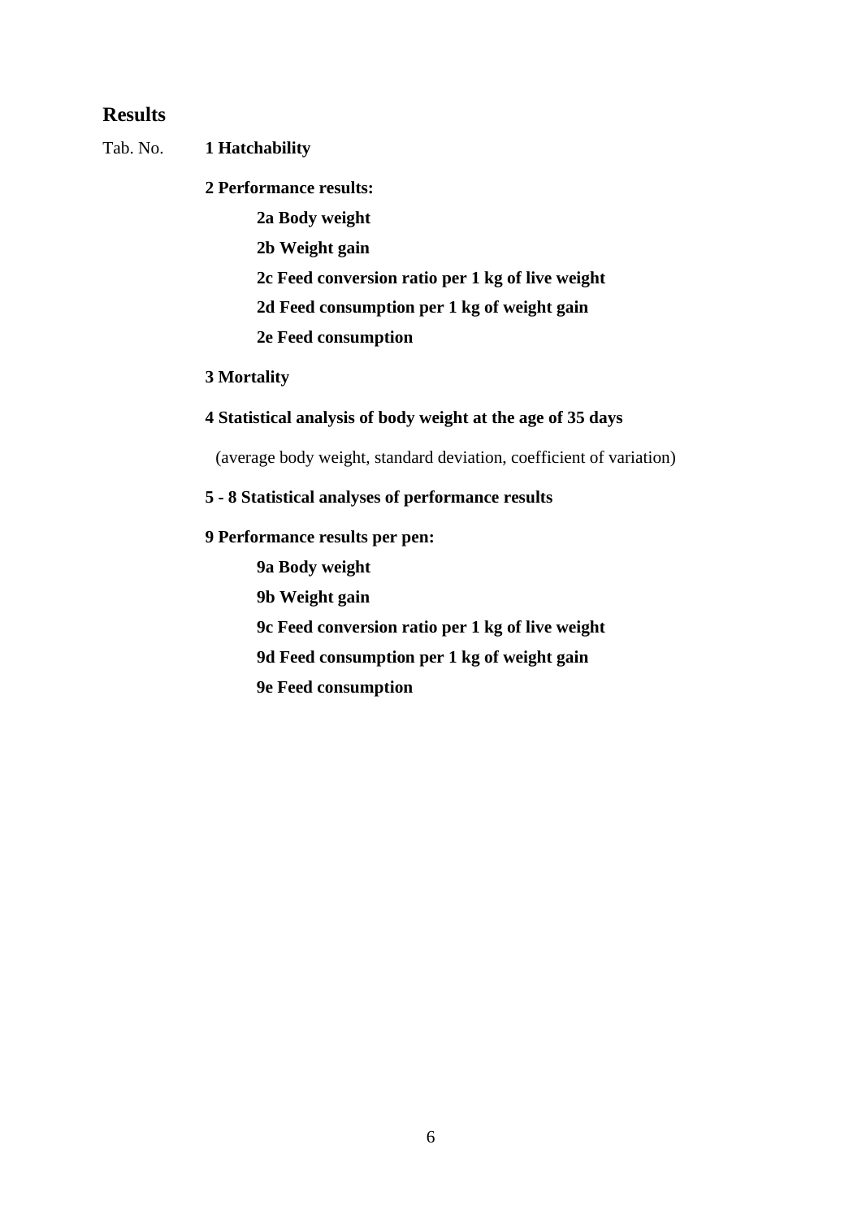## Results

Tab. No. **1 Hatchability**

**2 Performance results:**

- **2a Body weight**
- **2b Weight gain**
- **2c Feed conversion ratio per 1 kg of live weight**
- **2d Feed consumption per 1 kg of weight gain**
- **2e Feed consumption**

**3 Mortality**

**4 Statistical analysis of body weight at the age of 35 days**

(average body weight, standard deviation, coefficient of variation)

**5 - 8 Statistical analyses of performance results**

**9 Performance results per pen:**

- **9a Body weight**
- **9b Weight gain**
- **9c Feed conversion ratio per 1 kg of live weight**
- **9d Feed consumption per 1 kg of weight gain**
- **9e Feed consumption**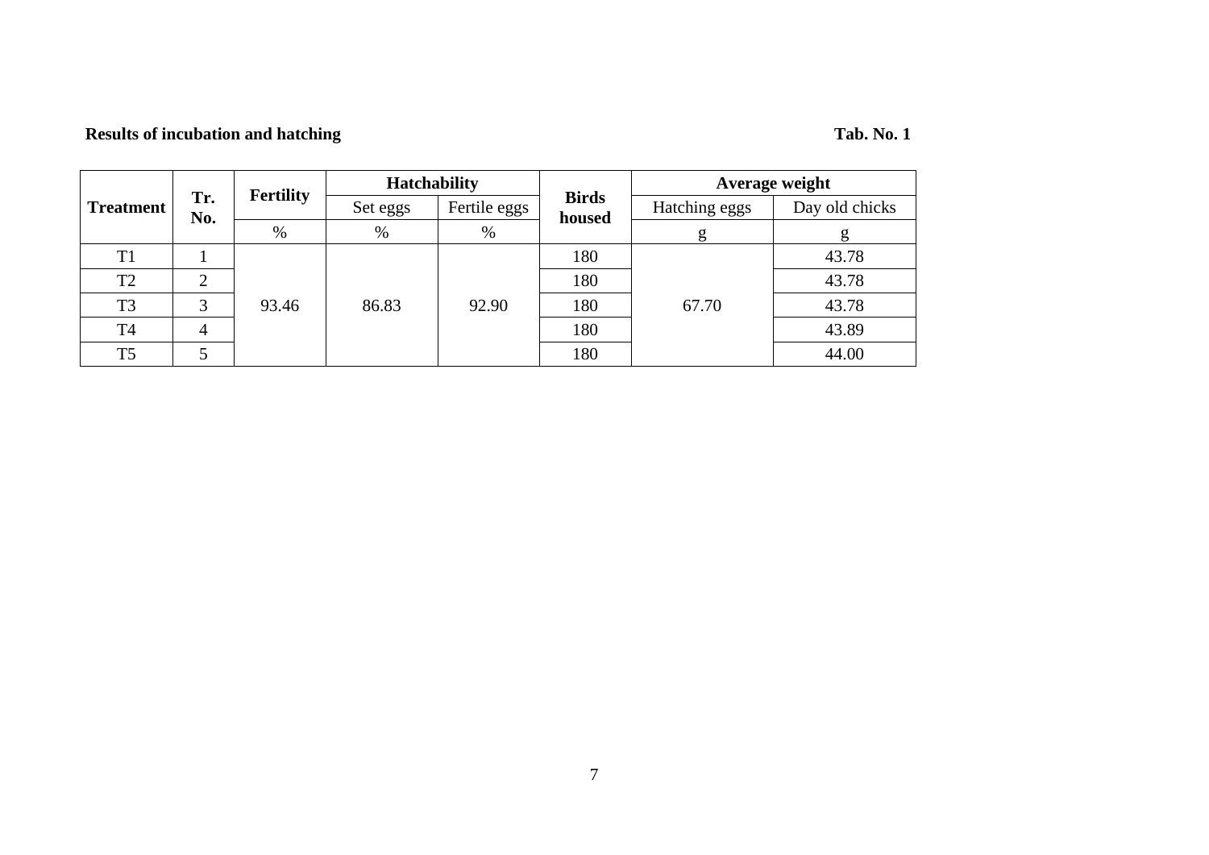**Results of incubation and hatching** **Tab. No. 1**

| Treatment | Tr. No. | Fertility | Hatchability | | Birds housed | Average weight | |
|---|---|---|---|---|---|---|---|
| | | | Set eggs | Fertile eggs | | Hatching eggs | Day old chicks |
| | | % | % | % | | g | g |
| T1 | 1 | 93.46 | 86.83 | 92.90 | 180 | 67.70 | 43.78 |
| T2 | 2 | | | | 180 | | 43.78 |
| T3 | 3 | | | | 180 | | 43.78 |
| T4 | 4 | | | | 180 | | 43.89 |
| T5 | 5 | | | | 180 | | 44.00 |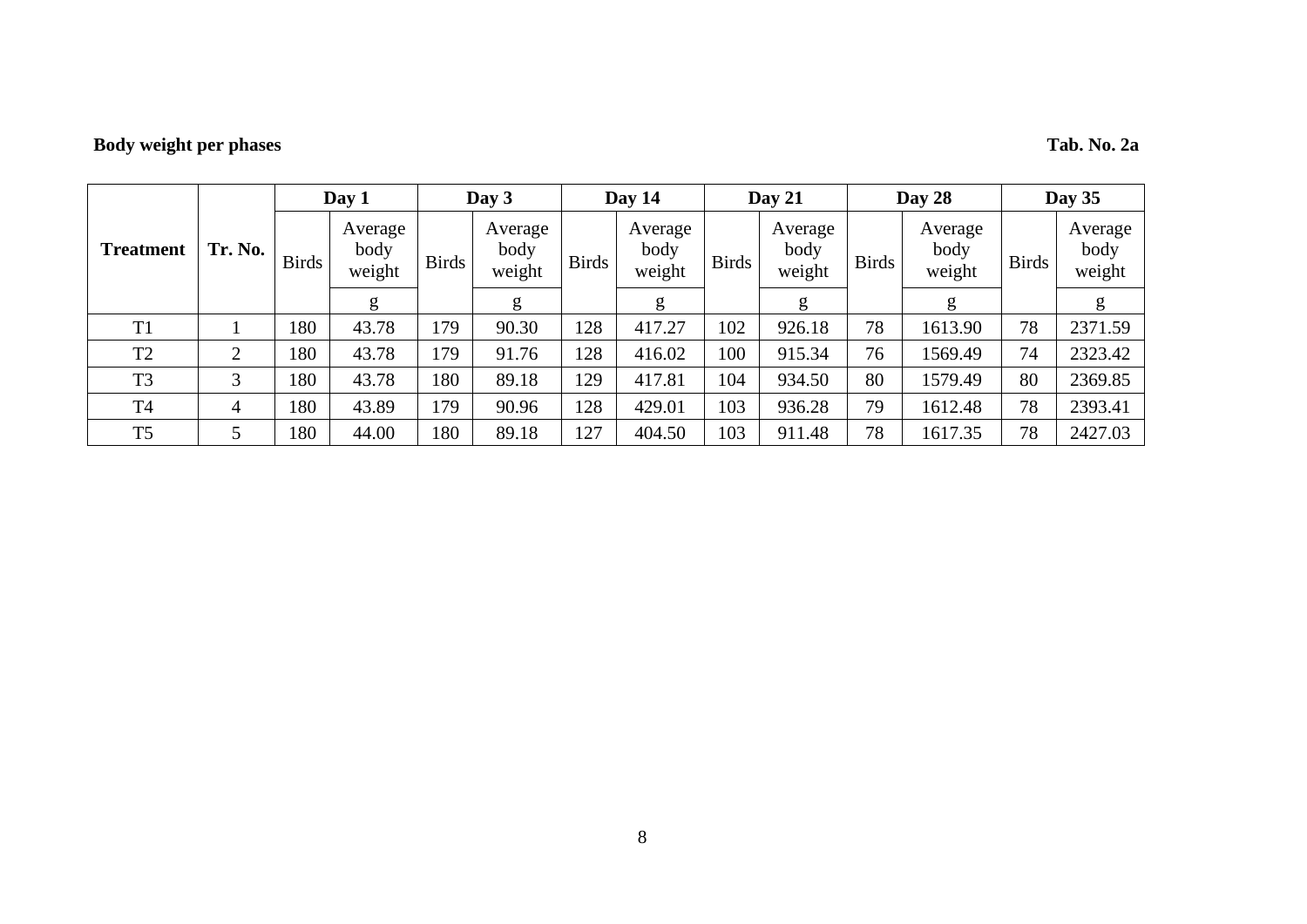**Body weight per phases** **Tab. No. 2a**

| Treatment | Tr. No. | Day 1 | | Day 3 | | Day 14 | | Day 21 | | Day 28 | | Day 35 | |
|---|---|---|---|---|---|---|---|---|---|---|---|---|---|
| | | Birds | Average body weight | Birds | Average body weight | Birds | Average body weight | Birds | Average body weight | Birds | Average body weight | Birds | Average body weight |
| | | | g | | g | | g | | g | | g | | g |
| T1 | 1 | 180 | 43.78 | 179 | 90.30 | 128 | 417.27 | 102 | 926.18 | 78 | 1613.90 | 78 | 2371.59 |
| T2 | 2 | 180 | 43.78 | 179 | 91.76 | 128 | 416.02 | 100 | 915.34 | 76 | 1569.49 | 74 | 2323.42 |
| T3 | 3 | 180 | 43.78 | 180 | 89.18 | 129 | 417.81 | 104 | 934.50 | 80 | 1579.49 | 80 | 2369.85 |
| T4 | 4 | 180 | 43.89 | 179 | 90.96 | 128 | 429.01 | 103 | 936.28 | 79 | 1612.48 | 78 | 2393.41 |
| T5 | 5 | 180 | 44.00 | 180 | 89.18 | 127 | 404.50 | 103 | 911.48 | 78 | 1617.35 | 78 | 2427.03 |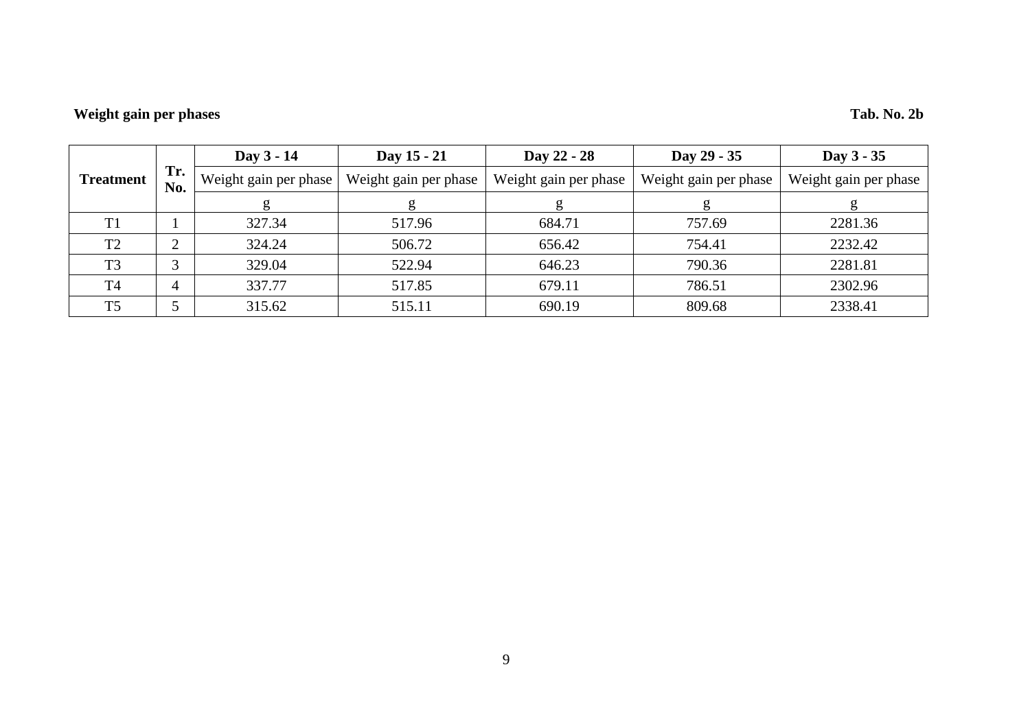**Weight gain per phases** **Tab. No. 2b**

| Treatment | Tr. No. | Day 3 - 14 | Day 15 - 21 | Day 22 - 28 | Day 29 - 35 | Day 3 - 35 |
|---|---|---|---|---|---|---|
| | | Weight gain per phase | Weight gain per phase | Weight gain per phase | Weight gain per phase | Weight gain per phase |
| | | g | g | g | g | g |
| T1 | 1 | 327.34 | 517.96 | 684.71 | 757.69 | 2281.36 |
| T2 | 2 | 324.24 | 506.72 | 656.42 | 754.41 | 2232.42 |
| T3 | 3 | 329.04 | 522.94 | 646.23 | 790.36 | 2281.81 |
| T4 | 4 | 337.77 | 517.85 | 679.11 | 786.51 | 2302.96 |
| T5 | 5 | 315.62 | 515.11 | 690.19 | 809.68 | 2338.41 |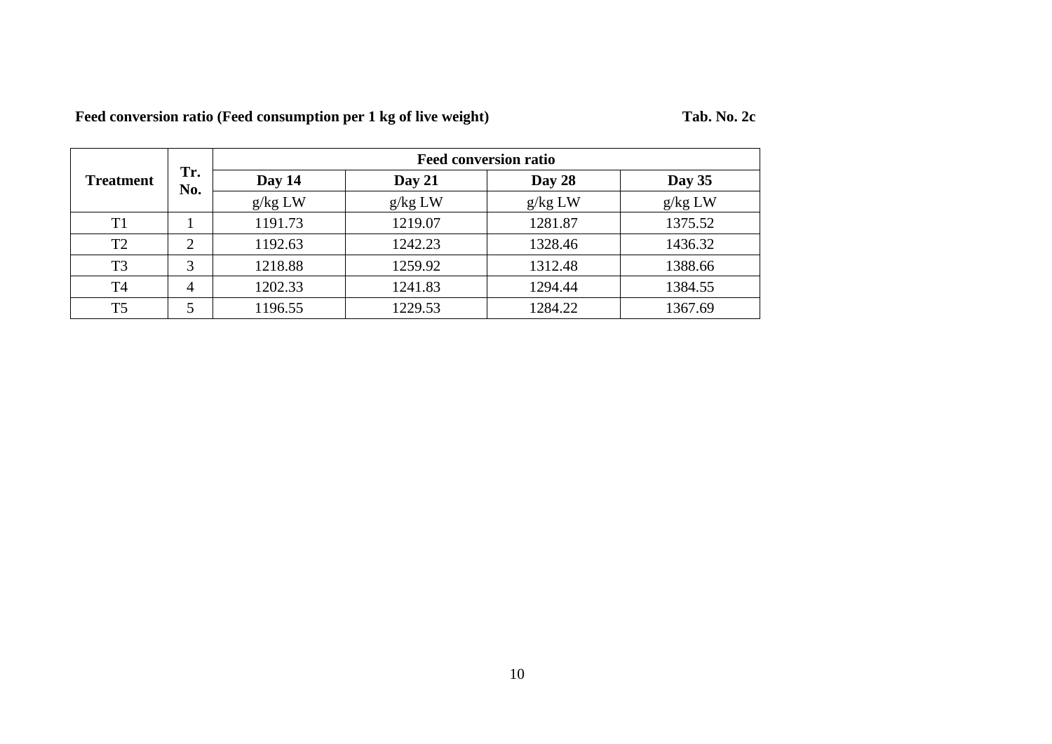**Feed conversion ratio (Feed consumption per 1 kg of live weight)** **Tab. No. 2c**

| Treatment | Tr. No. | Feed conversion ratio | | | |
|---|---|---|---|---|---|
| | | Day 14 | Day 21 | Day 28 | Day 35 |
| | | g/kg LW | g/kg LW | g/kg LW | g/kg LW |
| T1 | 1 | 1191.73 | 1219.07 | 1281.87 | 1375.52 |
| T2 | 2 | 1192.63 | 1242.23 | 1328.46 | 1436.32 |
| T3 | 3 | 1218.88 | 1259.92 | 1312.48 | 1388.66 |
| T4 | 4 | 1202.33 | 1241.83 | 1294.44 | 1384.55 |
| T5 | 5 | 1196.55 | 1229.53 | 1284.22 | 1367.69 |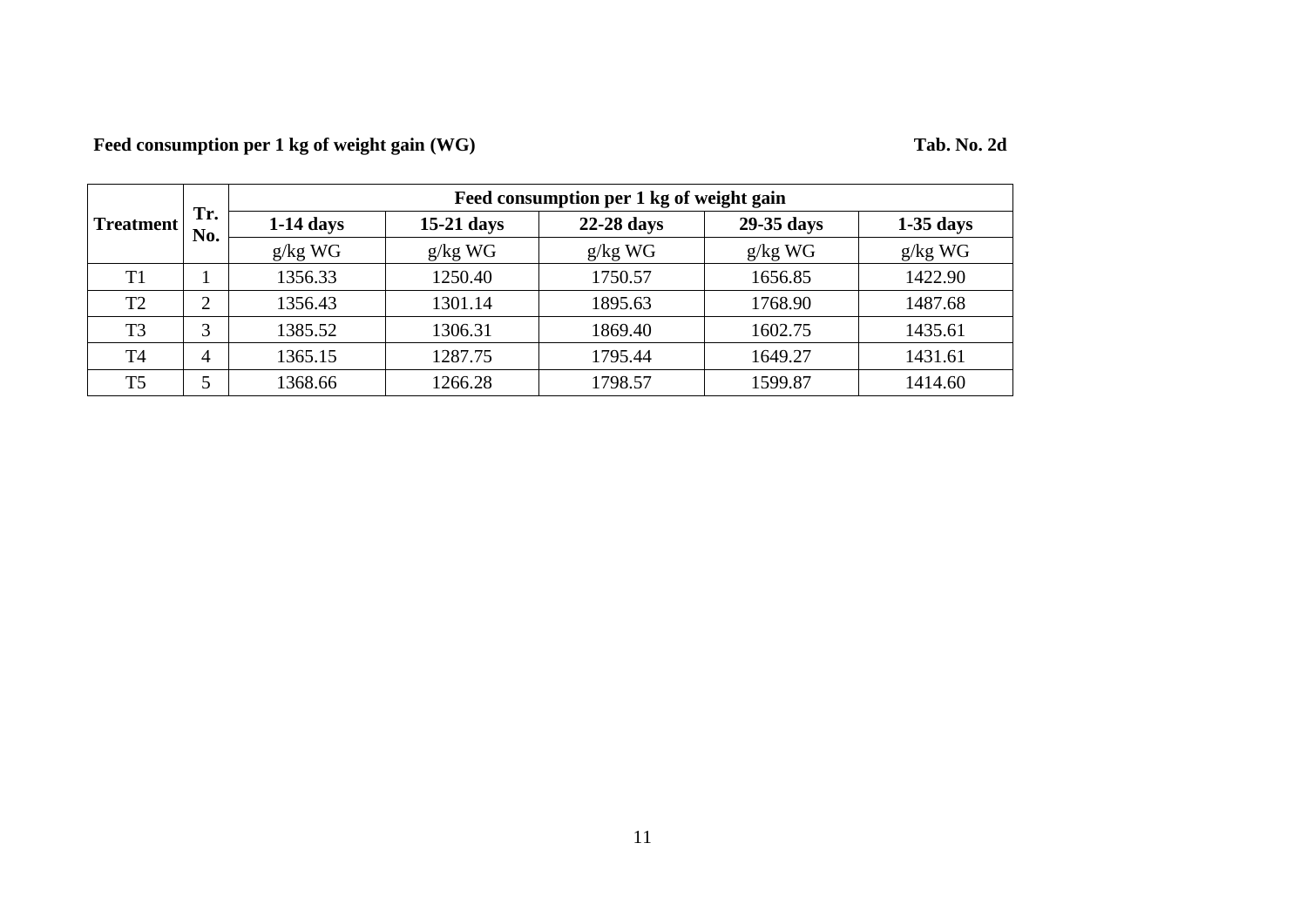**Feed consumption per 1 kg of weight gain (WG)** **Tab. No. 2d**

| Treatment | Tr. No. | Feed consumption per 1 kg of weight gain | | | | |
|---|---|---|---|---|---|---|
| | | **1-14 days** | **15-21 days** | **22-28 days** | **29-35 days** | **1-35 days** |
| | | g/kg WG | g/kg WG | g/kg WG | g/kg WG | g/kg WG |
| T1 | 1 | 1356.33 | 1250.40 | 1750.57 | 1656.85 | 1422.90 |
| T2 | 2 | 1356.43 | 1301.14 | 1895.63 | 1768.90 | 1487.68 |
| T3 | 3 | 1385.52 | 1306.31 | 1869.40 | 1602.75 | 1435.61 |
| T4 | 4 | 1365.15 | 1287.75 | 1795.44 | 1649.27 | 1431.61 |
| T5 | 5 | 1368.66 | 1266.28 | 1798.57 | 1599.87 | 1414.60 |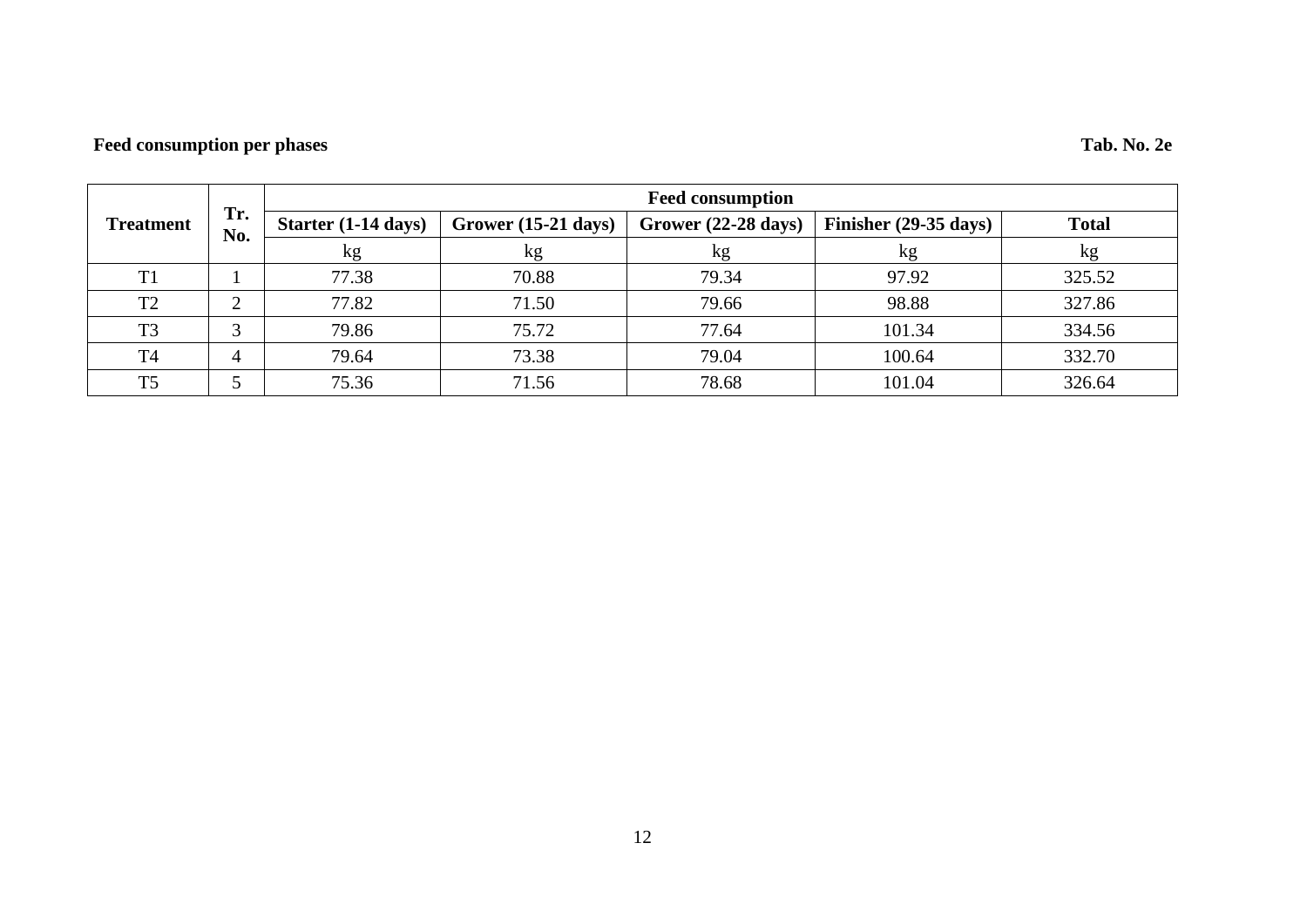**Feed consumption per phases** **Tab. No. 2e**

| Treatment | Tr. No. | Feed consumption | | | | |
|---|---|---|---|---|---|---|
| | | Starter (1-14 days) | Grower (15-21 days) | Grower (22-28 days) | Finisher (29-35 days) | Total |
| | | kg | kg | kg | kg | kg |
| T1 | 1 | 77.38 | 70.88 | 79.34 | 97.92 | 325.52 |
| T2 | 2 | 77.82 | 71.50 | 79.66 | 98.88 | 327.86 |
| T3 | 3 | 79.86 | 75.72 | 77.64 | 101.34 | 334.56 |
| T4 | 4 | 79.64 | 73.38 | 79.04 | 100.64 | 332.70 |
| T5 | 5 | 75.36 | 71.56 | 78.68 | 101.04 | 326.64 |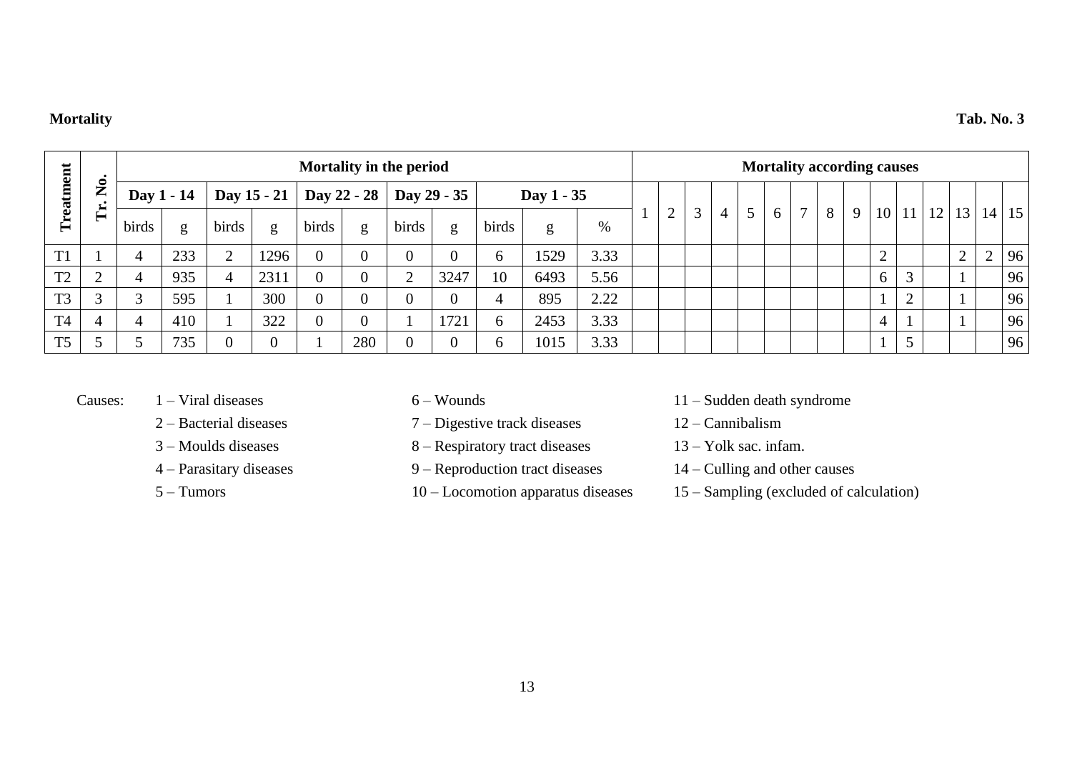**Mortality** **Tab. No. 3**

| Treatment | Tr. No. | Mortality in the period | | | | | | | | | | | Mortality according causes | | | | | | | | | | | | | | |
|---|---|---|---|---|---|---|---|---|---|---|---|---|---|---|---|---|---|---|---|---|---|---|---|---|---|---|---|
| | | Day 1 - 14 | | Day 15 - 21 | | Day 22 - 28 | | Day 29 - 35 | | Day 1 - 35 | | | 1 | 2 | 3 | 4 | 5 | 6 | 7 | 8 | 9 | 10 | 11 | 12 | 13 | 14 | 15 |
| | | birds | g | birds | g | birds | g | birds | g | birds | g | % | | | | | | | | | | | | | | | |
| T1 | 1 | 4 | 233 | 2 | 1296 | 0 | 0 | 0 | 0 | 6 | 1529 | 3.33 | | | | | | | | | | 2 | | | 2 | 2 | 96 |
| T2 | 2 | 4 | 935 | 4 | 2311 | 0 | 0 | 2 | 3247 | 10 | 6493 | 5.56 | | | | | | | | | | 6 | 3 | | 1 | | 96 |
| T3 | 3 | 3 | 595 | 1 | 300 | 0 | 0 | 0 | 0 | 4 | 895 | 2.22 | | | | | | | | | | 1 | 2 | | 1 | | 96 |
| T4 | 4 | 4 | 410 | 1 | 322 | 0 | 0 | 1 | 1721 | 6 | 2453 | 3.33 | | | | | | | | | | 4 | 1 | | 1 | | 96 |
| T5 | 5 | 5 | 735 | 0 | 0 | 1 | 280 | 0 | 0 | 6 | 1015 | 3.33 | | | | | | | | | | 1 | 5 | | | | 96 |

Causes:
1 – Viral diseases
2 – Bacterial diseases
3 – Moulds diseases
4 – Parasitary diseases
5 – Tumors
6 – Wounds
7 – Digestive track diseases
8 – Respiratory tract diseases
9 – Reproduction tract diseases
10 – Locomotion apparatus diseases
11 – Sudden death syndrome
12 – Cannibalism
13 – Yolk sac. infam.
14 – Culling and other causes
15 – Sampling (excluded of calculation)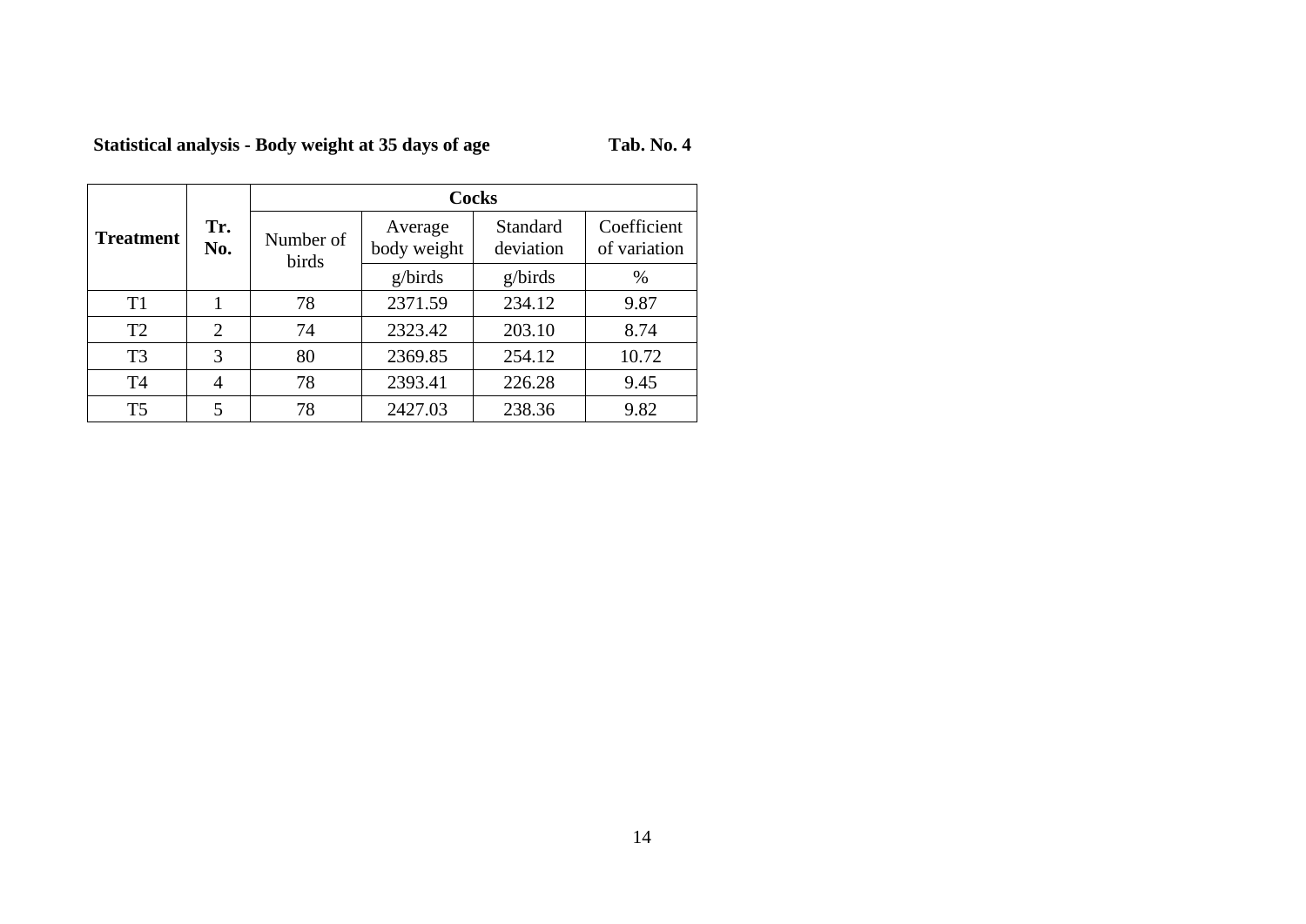**Statistical analysis - Body weight at 35 days of age** **Tab. No. 4**

| Treatment | Tr. No. | Cocks | | | |
|---|---|---|---|---|---|
| | | Number of birds | Average body weight | Standard deviation | Coefficient of variation |
| | | | g/birds | g/birds | % |
| T1 | 1 | 78 | 2371.59 | 234.12 | 9.87 |
| T2 | 2 | 74 | 2323.42 | 203.10 | 8.74 |
| T3 | 3 | 80 | 2369.85 | 254.12 | 10.72 |
| T4 | 4 | 78 | 2393.41 | 226.28 | 9.45 |
| T5 | 5 | 78 | 2427.03 | 238.36 | 9.82 |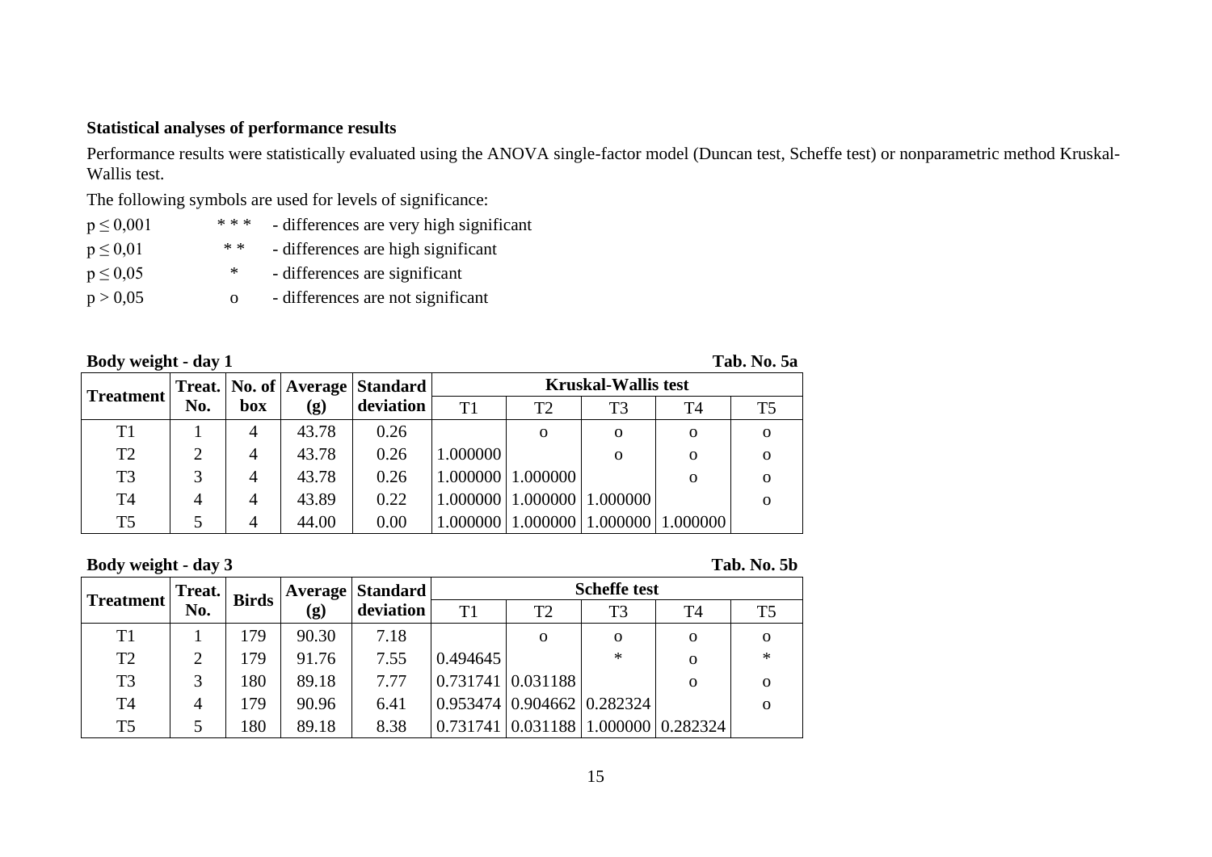**Statistical analyses of performance results**

Performance results were statistically evaluated using the ANOVA single-factor model (Duncan test, Scheffe test) or nonparametric method Kruskal-Wallis test.

The following symbols are used for levels of significance:

| | | |
|---|---|---|
| $p \leq 0{,}001$ | * * * | - differences are very high significant |
| $p \leq 0{,}01$ | * * | - differences are high significant |
| $p \leq 0{,}05$ | * | - differences are significant |
| $p > 0{,}05$ | o | - differences are not significant |

**Body weight - day 1** **Tab. No. 5a**

| Treatment | Treat. No. | No. of box | Average (g) | Standard deviation | Kruskal-Wallis test | | | | |
|---|---|---|---|---|---|---|---|---|---|
| | | | | | T1 | T2 | T3 | T4 | T5 |
| T1 | 1 | 4 | 43.78 | 0.26 | | o | o | o | o |
| T2 | 2 | 4 | 43.78 | 0.26 | 1.000000 | | o | o | o |
| T3 | 3 | 4 | 43.78 | 0.26 | 1.000000 | 1.000000 | | o | o |
| T4 | 4 | 4 | 43.89 | 0.22 | 1.000000 | 1.000000 | 1.000000 | | o |
| T5 | 5 | 4 | 44.00 | 0.00 | 1.000000 | 1.000000 | 1.000000 | 1.000000 | |

**Body weight - day 3** **Tab. No. 5b**

| Treatment | Treat. No. | Birds | Average (g) | Standard deviation | Scheffe test | | | | |
|---|---|---|---|---|---|---|---|---|---|
| | | | | | T1 | T2 | T3 | T4 | T5 |
| T1 | 1 | 179 | 90.30 | 7.18 | | o | o | o | o |
| T2 | 2 | 179 | 91.76 | 7.55 | 0.494645 | | * | o | * |
| T3 | 3 | 180 | 89.18 | 7.77 | 0.731741 | 0.031188 | | o | o |
| T4 | 4 | 179 | 90.96 | 6.41 | 0.953474 | 0.904662 | 0.282324 | | o |
| T5 | 5 | 180 | 89.18 | 8.38 | 0.731741 | 0.031188 | 1.000000 | 0.282324 | |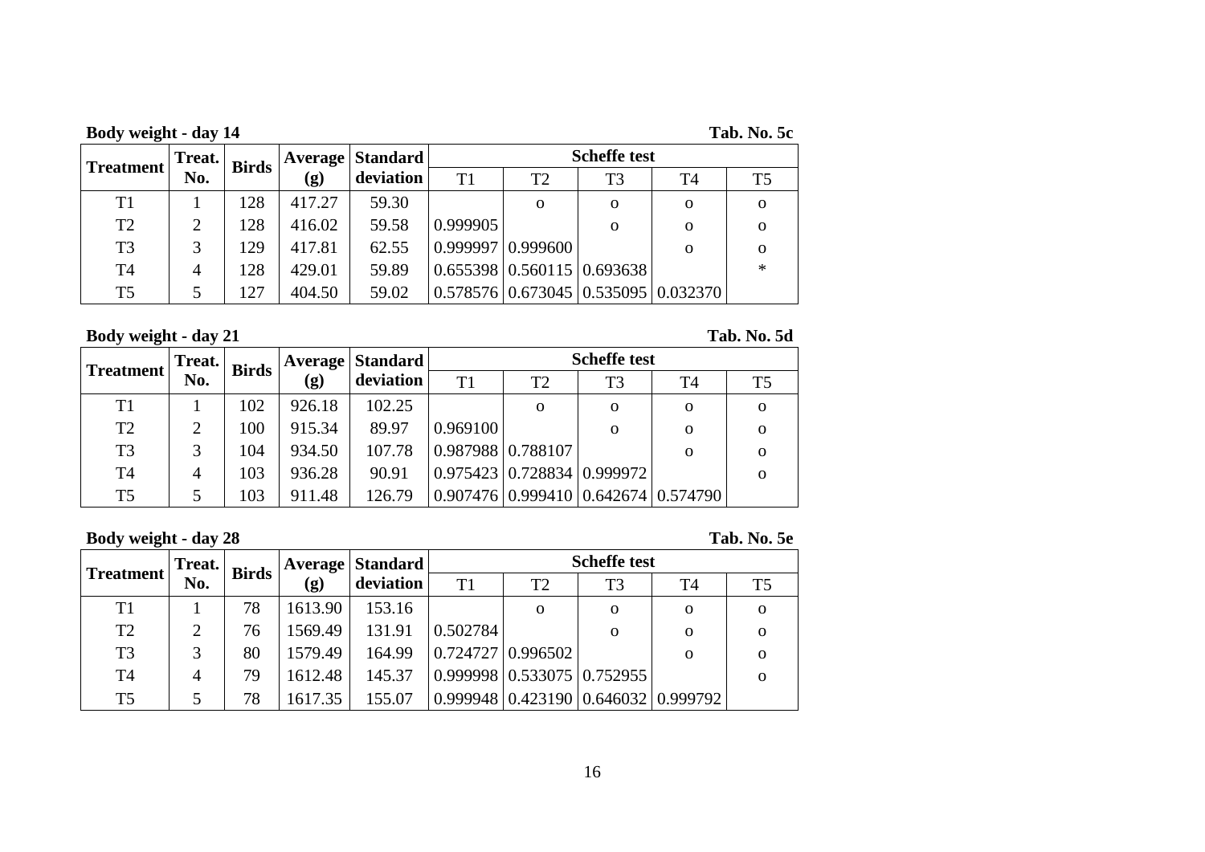**Body weight - day 14** **Tab. No. 5c**

| Treatment | Treat. No. | Birds | Average (g) | Standard deviation | Scheffe test | | | | |
|---|---|---|---|---|---|---|---|---|---|
| | | | | | T1 | T2 | T3 | T4 | T5 |
| T1 | 1 | 128 | 417.27 | 59.30 | | o | o | o | o |
| T2 | 2 | 128 | 416.02 | 59.58 | 0.999905 | | o | o | o |
| T3 | 3 | 129 | 417.81 | 62.55 | 0.999997 | 0.999600 | | o | o |
| T4 | 4 | 128 | 429.01 | 59.89 | 0.655398 | 0.560115 | 0.693638 | | * |
| T5 | 5 | 127 | 404.50 | 59.02 | 0.578576 | 0.673045 | 0.535095 | 0.032370 | |

**Body weight - day 21** **Tab. No. 5d**

| Treatment | Treat. No. | Birds | Average (g) | Standard deviation | Scheffe test | | | | |
|---|---|---|---|---|---|---|---|---|---|
| | | | | | T1 | T2 | T3 | T4 | T5 |
| T1 | 1 | 102 | 926.18 | 102.25 | | o | o | o | o |
| T2 | 2 | 100 | 915.34 | 89.97 | 0.969100 | | o | o | o |
| T3 | 3 | 104 | 934.50 | 107.78 | 0.987988 | 0.788107 | | o | o |
| T4 | 4 | 103 | 936.28 | 90.91 | 0.975423 | 0.728834 | 0.999972 | | o |
| T5 | 5 | 103 | 911.48 | 126.79 | 0.907476 | 0.999410 | 0.642674 | 0.574790 | |

**Body weight - day 28** **Tab. No. 5e**

| Treatment | Treat. No. | Birds | Average (g) | Standard deviation | Scheffe test | | | | |
|---|---|---|---|---|---|---|---|---|---|
| | | | | | T1 | T2 | T3 | T4 | T5 |
| T1 | 1 | 78 | 1613.90 | 153.16 | | o | o | o | o |
| T2 | 2 | 76 | 1569.49 | 131.91 | 0.502784 | | o | o | o |
| T3 | 3 | 80 | 1579.49 | 164.99 | 0.724727 | 0.996502 | | o | o |
| T4 | 4 | 79 | 1612.48 | 145.37 | 0.999998 | 0.533075 | 0.752955 | | o |
| T5 | 5 | 78 | 1617.35 | 155.07 | 0.999948 | 0.423190 | 0.646032 | 0.999792 | |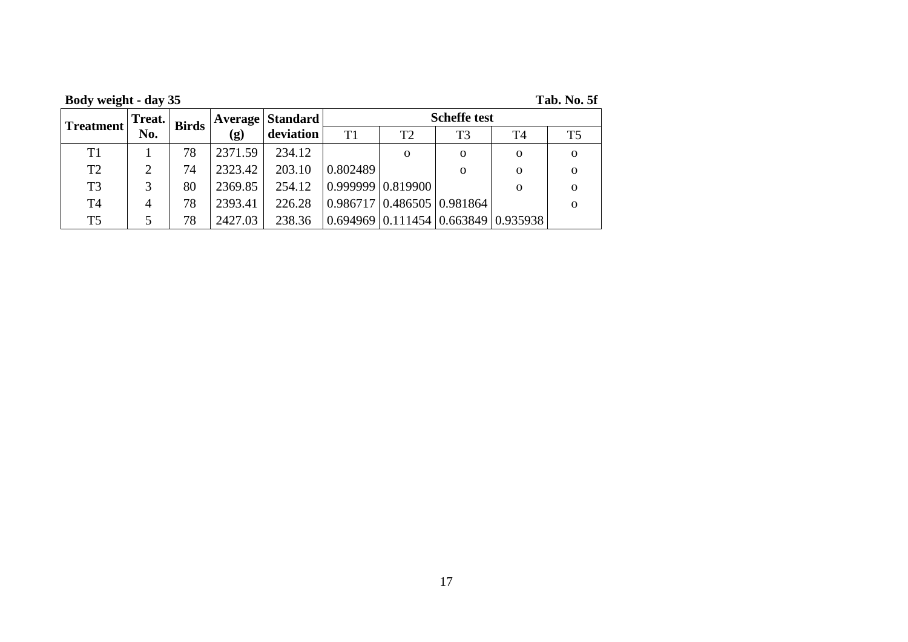**Body weight - day 35** **Tab. No. 5f**

| Treatment | Treat. No. | Birds | Average (g) | Standard deviation | Scheffe test | | | | |
|---|---|---|---|---|---|---|---|---|---|
| | | | | | T1 | T2 | T3 | T4 | T5 |
| T1 | 1 | 78 | 2371.59 | 234.12 | | o | o | o | o |
| T2 | 2 | 74 | 2323.42 | 203.10 | 0.802489 | | o | o | o |
| T3 | 3 | 80 | 2369.85 | 254.12 | 0.999999 | 0.819900 | | o | o |
| T4 | 4 | 78 | 2393.41 | 226.28 | 0.986717 | 0.486505 | 0.981864 | | o |
| T5 | 5 | 78 | 2427.03 | 238.36 | 0.694969 | 0.111454 | 0.663849 | 0.935938 | |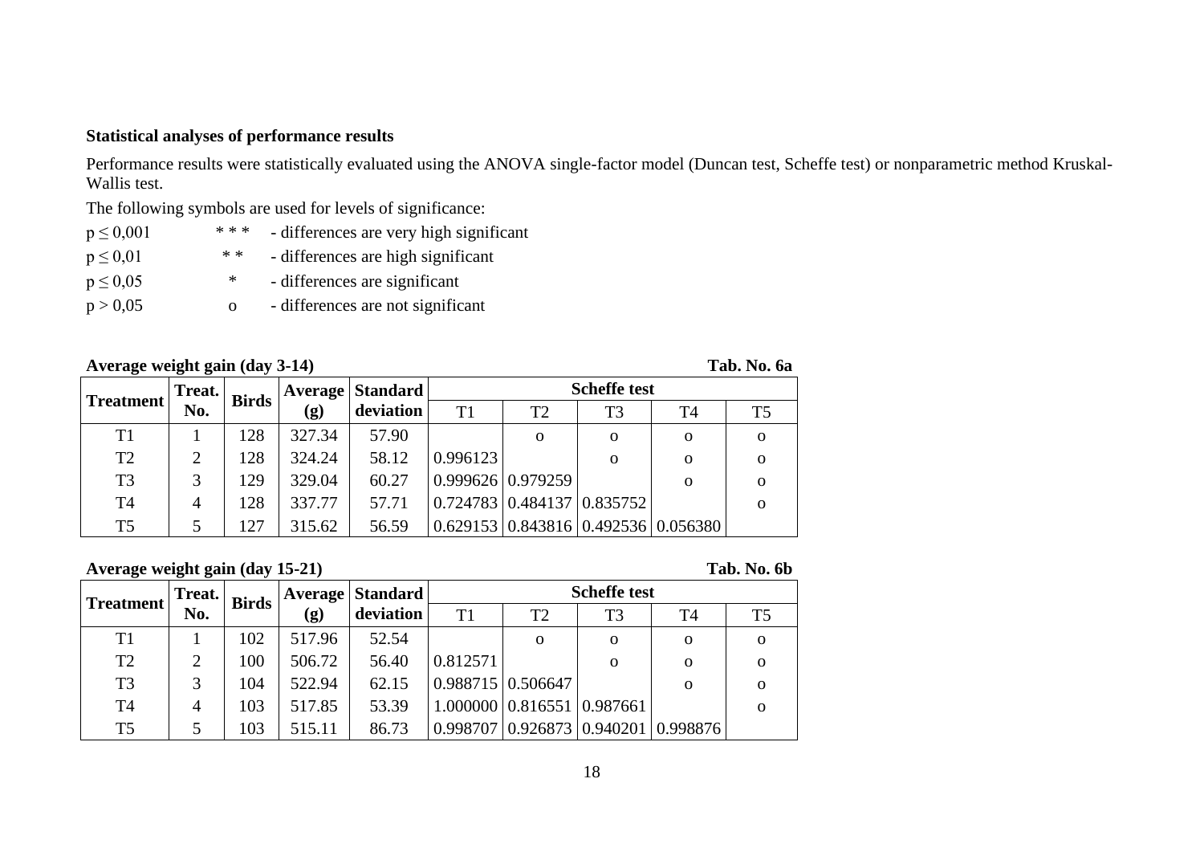### Statistical analyses of performance results

Performance results were statistically evaluated using the ANOVA single-factor model (Duncan test, Scheffe test) or nonparametric method Kruskal-Wallis test.

The following symbols are used for levels of significance:

| | | |
|---|---|---|
| $p \leq 0{,}001$ | * * * | - differences are very high significant |
| $p \leq 0{,}01$ | * * | - differences are high significant |
| $p \leq 0{,}05$ | * | - differences are significant |
| $p > 0{,}05$ | o | - differences are not significant |

**Average weight gain (day 3-14)** **Tab. No. 6a**

| Treatment | Treat. No. | Birds | Average (g) | Standard deviation | Scheffe test | | | | |
|---|---|---|---|---|---|---|---|---|---|
| | | | | | T1 | T2 | T3 | T4 | T5 |
| T1 | 1 | 128 | 327.34 | 57.90 | | o | o | o | o |
| T2 | 2 | 128 | 324.24 | 58.12 | 0.996123 | | o | o | o |
| T3 | 3 | 129 | 329.04 | 60.27 | 0.999626 | 0.979259 | | o | o |
| T4 | 4 | 128 | 337.77 | 57.71 | 0.724783 | 0.484137 | 0.835752 | | o |
| T5 | 5 | 127 | 315.62 | 56.59 | 0.629153 | 0.843816 | 0.492536 | 0.056380 | |

**Average weight gain (day 15-21)** **Tab. No. 6b**

| Treatment | Treat. No. | Birds | Average (g) | Standard deviation | Scheffe test | | | | |
|---|---|---|---|---|---|---|---|---|---|
| | | | | | T1 | T2 | T3 | T4 | T5 |
| T1 | 1 | 102 | 517.96 | 52.54 | | o | o | o | o |
| T2 | 2 | 100 | 506.72 | 56.40 | 0.812571 | | o | o | o |
| T3 | 3 | 104 | 522.94 | 62.15 | 0.988715 | 0.506647 | | o | o |
| T4 | 4 | 103 | 517.85 | 53.39 | 1.000000 | 0.816551 | 0.987661 | | o |
| T5 | 5 | 103 | 515.11 | 86.73 | 0.998707 | 0.926873 | 0.940201 | 0.998876 | |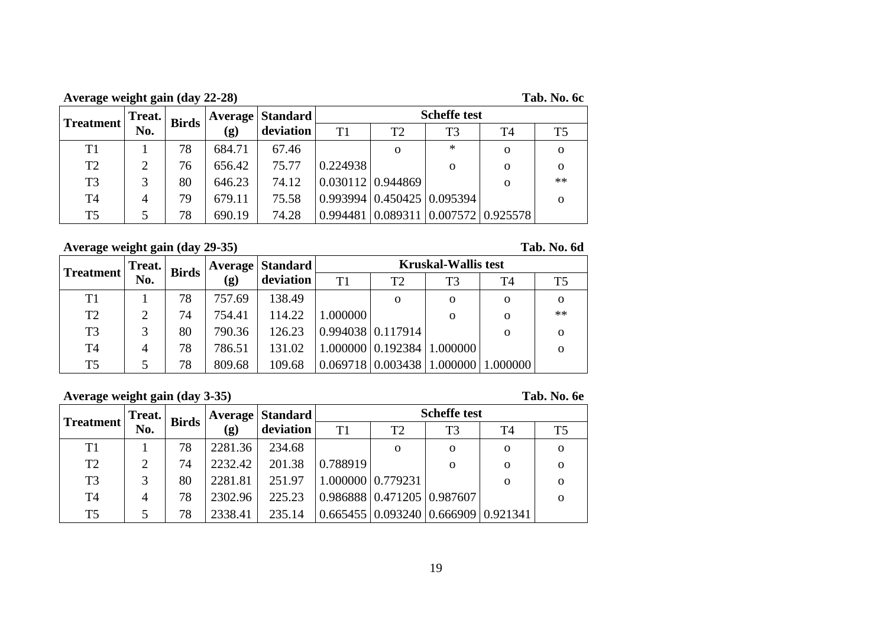**Average weight gain (day 22-28)** **Tab. No. 6c**

| Treatment | Treat. No. | Birds | Average (g) | Standard deviation | Scheffe test | | | | |
|---|---|---|---|---|---|---|---|---|---|
| | | | | | T1 | T2 | T3 | T4 | T5 |
| T1 | 1 | 78 | 684.71 | 67.46 | | o | * | o | o |
| T2 | 2 | 76 | 656.42 | 75.77 | 0.224938 | | o | o | o |
| T3 | 3 | 80 | 646.23 | 74.12 | 0.030112 | 0.944869 | | o | ** |
| T4 | 4 | 79 | 679.11 | 75.58 | 0.993994 | 0.450425 | 0.095394 | | o |
| T5 | 5 | 78 | 690.19 | 74.28 | 0.994481 | 0.089311 | 0.007572 | 0.925578 | |

**Average weight gain (day 29-35)** **Tab. No. 6d**

| Treatment | Treat. No. | Birds | Average (g) | Standard deviation | Kruskal-Wallis test | | | | |
|---|---|---|---|---|---|---|---|---|---|
| | | | | | T1 | T2 | T3 | T4 | T5 |
| T1 | 1 | 78 | 757.69 | 138.49 | | o | o | o | o |
| T2 | 2 | 74 | 754.41 | 114.22 | 1.000000 | | o | o | ** |
| T3 | 3 | 80 | 790.36 | 126.23 | 0.994038 | 0.117914 | | o | o |
| T4 | 4 | 78 | 786.51 | 131.02 | 1.000000 | 0.192384 | 1.000000 | | o |
| T5 | 5 | 78 | 809.68 | 109.68 | 0.069718 | 0.003438 | 1.000000 | 1.000000 | |

**Average weight gain (day 3-35)** **Tab. No. 6e**

| Treatment | Treat. No. | Birds | Average (g) | Standard deviation | Scheffe test | | | | |
|---|---|---|---|---|---|---|---|---|---|
| | | | | | T1 | T2 | T3 | T4 | T5 |
| T1 | 1 | 78 | 2281.36 | 234.68 | | o | o | o | o |
| T2 | 2 | 74 | 2232.42 | 201.38 | 0.788919 | | o | o | o |
| T3 | 3 | 80 | 2281.81 | 251.97 | 1.000000 | 0.779231 | | o | o |
| T4 | 4 | 78 | 2302.96 | 225.23 | 0.986888 | 0.471205 | 0.987607 | | o |
| T5 | 5 | 78 | 2338.41 | 235.14 | 0.665455 | 0.093240 | 0.666909 | 0.921341 | |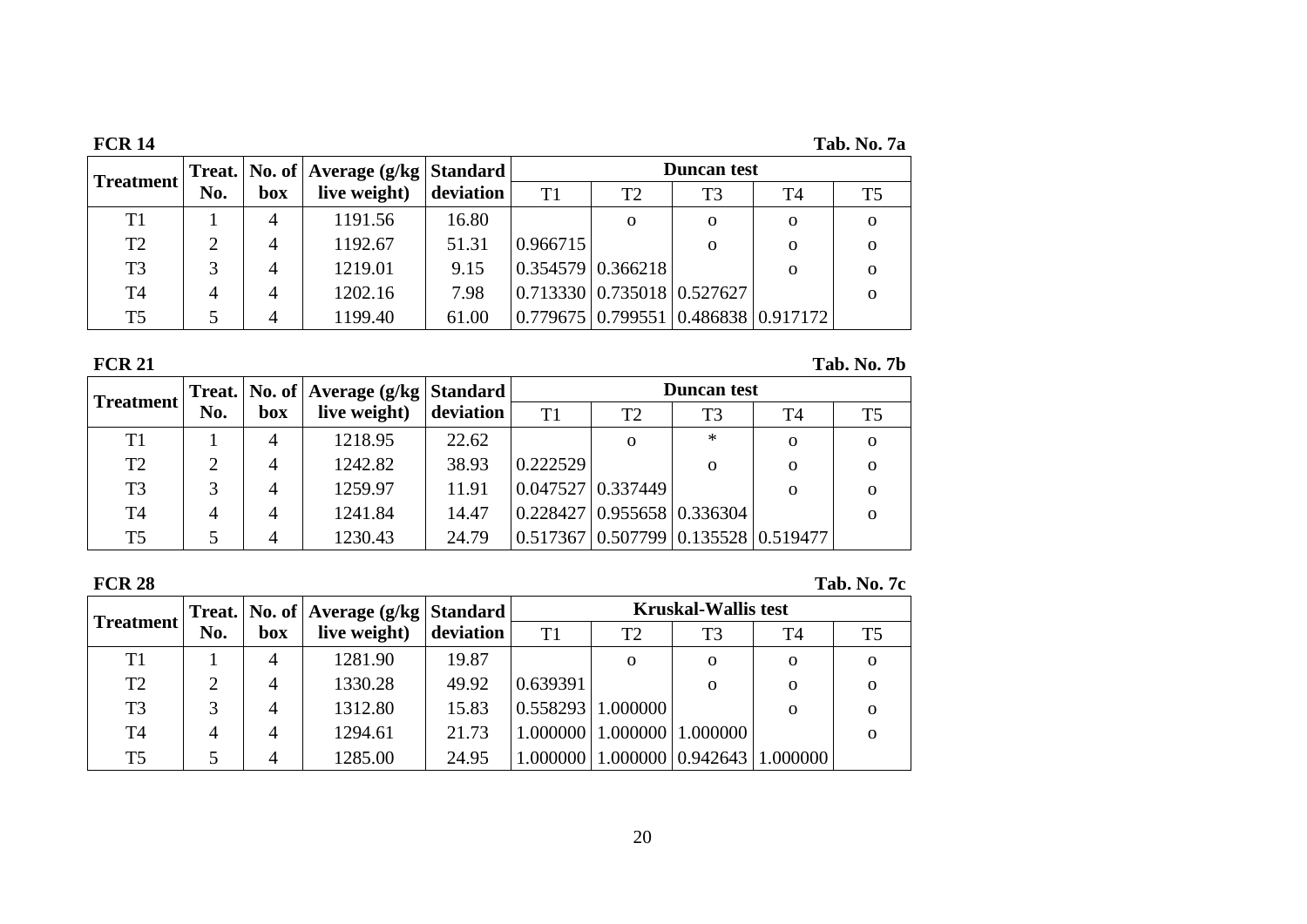**FCR 14** **Tab. No. 7a**

| Treatment | Treat. No. | No. of box | Average (g/kg live weight) | Standard deviation | Duncan test | | | | |
|---|---|---|---|---|---|---|---|---|---|
| | | | | | T1 | T2 | T3 | T4 | T5 |
| T1 | 1 | 4 | 1191.56 | 16.80 | | o | o | o | o |
| T2 | 2 | 4 | 1192.67 | 51.31 | 0.966715 | | o | o | o |
| T3 | 3 | 4 | 1219.01 | 9.15 | 0.354579 | 0.366218 | | o | o |
| T4 | 4 | 4 | 1202.16 | 7.98 | 0.713330 | 0.735018 | 0.527627 | | o |
| T5 | 5 | 4 | 1199.40 | 61.00 | 0.779675 | 0.799551 | 0.486838 | 0.917172 | |

**FCR 21** **Tab. No. 7b**

| Treatment | Treat. No. | No. of box | Average (g/kg live weight) | Standard deviation | Duncan test | | | | |
|---|---|---|---|---|---|---|---|---|---|
| | | | | | T1 | T2 | T3 | T4 | T5 |
| T1 | 1 | 4 | 1218.95 | 22.62 | | o | * | o | o |
| T2 | 2 | 4 | 1242.82 | 38.93 | 0.222529 | | o | o | o |
| T3 | 3 | 4 | 1259.97 | 11.91 | 0.047527 | 0.337449 | | o | o |
| T4 | 4 | 4 | 1241.84 | 14.47 | 0.228427 | 0.955658 | 0.336304 | | o |
| T5 | 5 | 4 | 1230.43 | 24.79 | 0.517367 | 0.507799 | 0.135528 | 0.519477 | |

**FCR 28** **Tab. No. 7c**

| Treatment | Treat. No. | No. of box | Average (g/kg live weight) | Standard deviation | Kruskal-Wallis test | | | | |
|---|---|---|---|---|---|---|---|---|---|
| | | | | | T1 | T2 | T3 | T4 | T5 |
| T1 | 1 | 4 | 1281.90 | 19.87 | | o | o | o | o |
| T2 | 2 | 4 | 1330.28 | 49.92 | 0.639391 | | o | o | o |
| T3 | 3 | 4 | 1312.80 | 15.83 | 0.558293 | 1.000000 | | o | o |
| T4 | 4 | 4 | 1294.61 | 21.73 | 1.000000 | 1.000000 | 1.000000 | | o |
| T5 | 5 | 4 | 1285.00 | 24.95 | 1.000000 | 1.000000 | 0.942643 | 1.000000 | |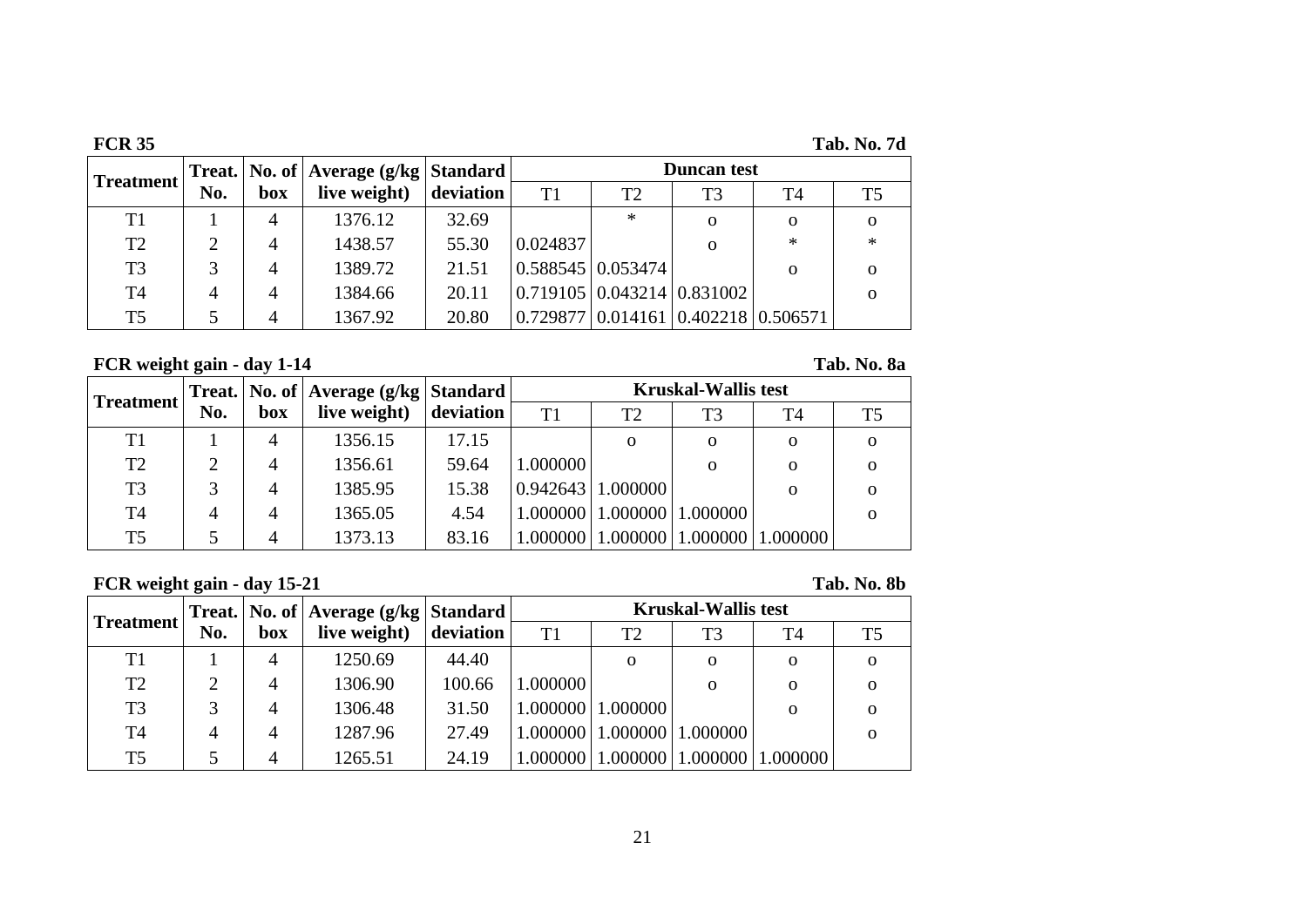**FCR 35** **Tab. No. 7d**

| Treatment | Treat. No. | No. of box | Average (g/kg live weight) | Standard deviation | Duncan test | | | | |
|---|---|---|---|---|---|---|---|---|---|
| | | | | | T1 | T2 | T3 | T4 | T5 |
| T1 | 1 | 4 | 1376.12 | 32.69 | | * | o | o | o |
| T2 | 2 | 4 | 1438.57 | 55.30 | 0.024837 | | o | * | * |
| T3 | 3 | 4 | 1389.72 | 21.51 | 0.588545 | 0.053474 | | o | o |
| T4 | 4 | 4 | 1384.66 | 20.11 | 0.719105 | 0.043214 | 0.831002 | | o |
| T5 | 5 | 4 | 1367.92 | 20.80 | 0.729877 | 0.014161 | 0.402218 | 0.506571 | |

**FCR weight gain - day 1-14** **Tab. No. 8a**

| Treatment | Treat. No. | No. of box | Average (g/kg live weight) | Standard deviation | Kruskal-Wallis test | | | | |
|---|---|---|---|---|---|---|---|---|---|
| | | | | | T1 | T2 | T3 | T4 | T5 |
| T1 | 1 | 4 | 1356.15 | 17.15 | | o | o | o | o |
| T2 | 2 | 4 | 1356.61 | 59.64 | 1.000000 | | o | o | o |
| T3 | 3 | 4 | 1385.95 | 15.38 | 0.942643 | 1.000000 | | o | o |
| T4 | 4 | 4 | 1365.05 | 4.54 | 1.000000 | 1.000000 | 1.000000 | | o |
| T5 | 5 | 4 | 1373.13 | 83.16 | 1.000000 | 1.000000 | 1.000000 | 1.000000 | |

**FCR weight gain - day 15-21** **Tab. No. 8b**

| Treatment | Treat. No. | No. of box | Average (g/kg live weight) | Standard deviation | Kruskal-Wallis test | | | | |
|---|---|---|---|---|---|---|---|---|---|
| | | | | | T1 | T2 | T3 | T4 | T5 |
| T1 | 1 | 4 | 1250.69 | 44.40 | | o | o | o | o |
| T2 | 2 | 4 | 1306.90 | 100.66 | 1.000000 | | o | o | o |
| T3 | 3 | 4 | 1306.48 | 31.50 | 1.000000 | 1.000000 | | o | o |
| T4 | 4 | 4 | 1287.96 | 27.49 | 1.000000 | 1.000000 | 1.000000 | | o |
| T5 | 5 | 4 | 1265.51 | 24.19 | 1.000000 | 1.000000 | 1.000000 | 1.000000 | |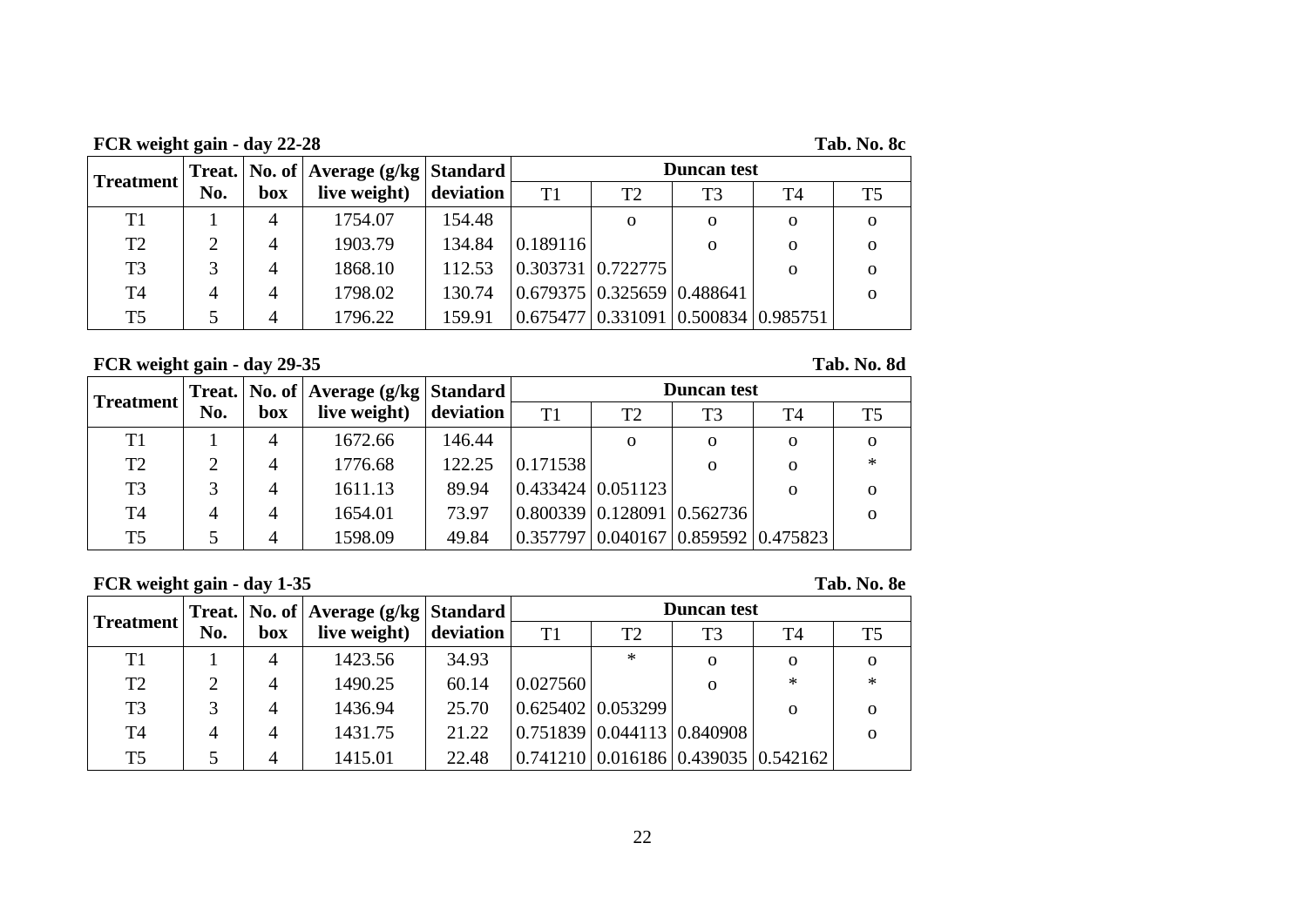**FCR weight gain - day 22-28** **Tab. No. 8c**

| Treatment | Treat. No. | No. of box | Average (g/kg live weight) | Standard deviation | Duncan test | | | | |
|---|---|---|---|---|---|---|---|---|---|
| | | | | | T1 | T2 | T3 | T4 | T5 |
| T1 | 1 | 4 | 1754.07 | 154.48 | | o | o | o | o |
| T2 | 2 | 4 | 1903.79 | 134.84 | 0.189116 | | o | o | o |
| T3 | 3 | 4 | 1868.10 | 112.53 | 0.303731 | 0.722775 | | o | o |
| T4 | 4 | 4 | 1798.02 | 130.74 | 0.679375 | 0.325659 | 0.488641 | | o |
| T5 | 5 | 4 | 1796.22 | 159.91 | 0.675477 | 0.331091 | 0.500834 | 0.985751 | |

**FCR weight gain - day 29-35** **Tab. No. 8d**

| Treatment | Treat. No. | No. of box | Average (g/kg live weight) | Standard deviation | Duncan test | | | | |
|---|---|---|---|---|---|---|---|---|---|
| | | | | | T1 | T2 | T3 | T4 | T5 |
| T1 | 1 | 4 | 1672.66 | 146.44 | | o | o | o | o |
| T2 | 2 | 4 | 1776.68 | 122.25 | 0.171538 | | o | o | * |
| T3 | 3 | 4 | 1611.13 | 89.94 | 0.433424 | 0.051123 | | o | o |
| T4 | 4 | 4 | 1654.01 | 73.97 | 0.800339 | 0.128091 | 0.562736 | | o |
| T5 | 5 | 4 | 1598.09 | 49.84 | 0.357797 | 0.040167 | 0.859592 | 0.475823 | |

**FCR weight gain - day 1-35** **Tab. No. 8e**

| Treatment | Treat. No. | No. of box | Average (g/kg live weight) | Standard deviation | Duncan test | | | | |
|---|---|---|---|---|---|---|---|---|---|
| | | | | | T1 | T2 | T3 | T4 | T5 |
| T1 | 1 | 4 | 1423.56 | 34.93 | | * | o | o | o |
| T2 | 2 | 4 | 1490.25 | 60.14 | 0.027560 | | o | * | * |
| T3 | 3 | 4 | 1436.94 | 25.70 | 0.625402 | 0.053299 | | o | o |
| T4 | 4 | 4 | 1431.75 | 21.22 | 0.751839 | 0.044113 | 0.840908 | | o |
| T5 | 5 | 4 | 1415.01 | 22.48 | 0.741210 | 0.016186 | 0.439035 | 0.542162 | |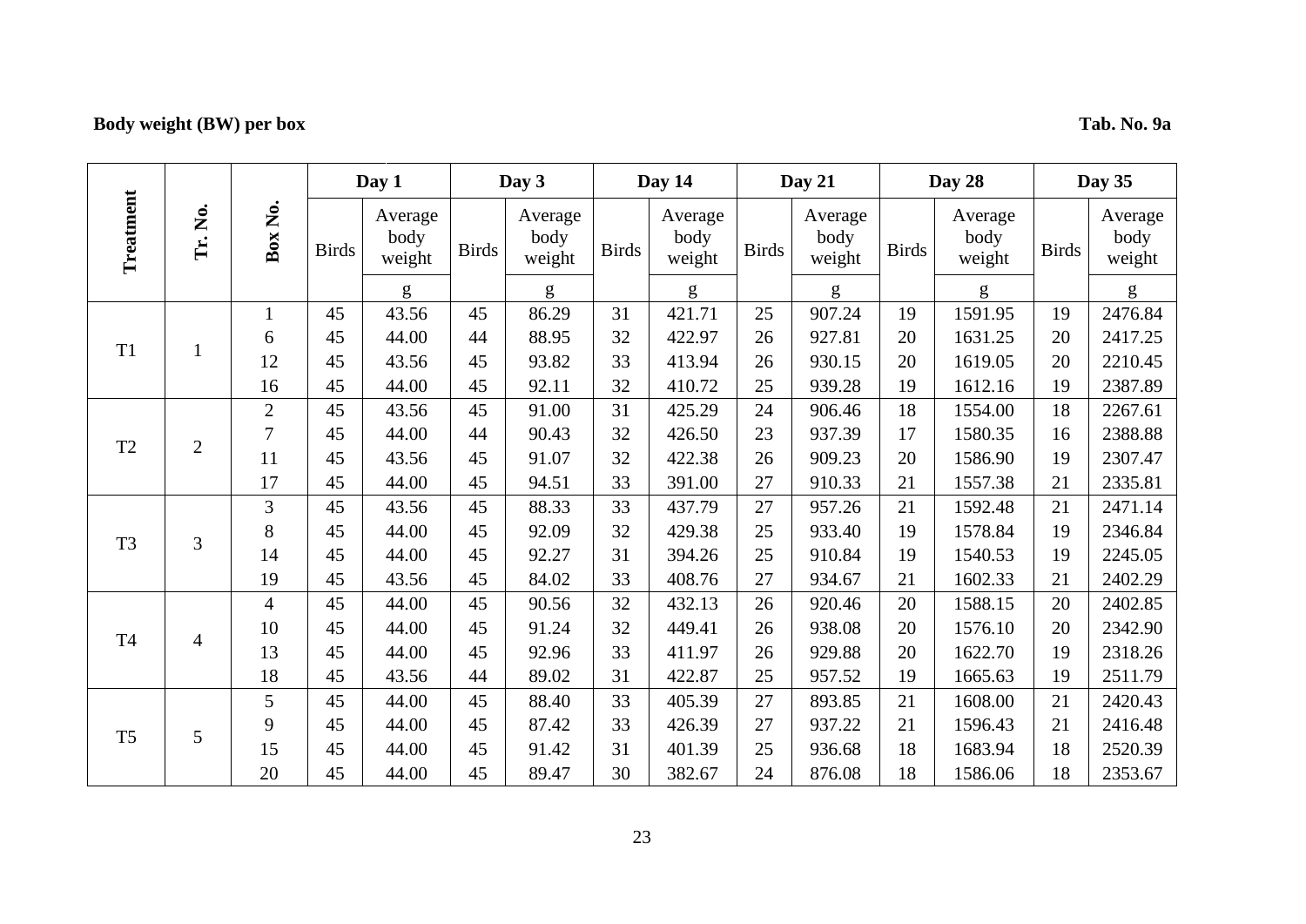**Body weight (BW) per box** **Tab. No. 9a**

| Treatment | Tr. No. | Box No. | Day 1 | | Day 3 | | Day 14 | | Day 21 | | Day 28 | | Day 35 | |
|---|---|---|---|---|---|---|---|---|---|---|---|---|---|---|
| | | | Birds | Average body weight | Birds | Average body weight | Birds | Average body weight | Birds | Average body weight | Birds | Average body weight | Birds | Average body weight |
| | | | | g | | g | | g | | g | | g | | g |
| T1 | 1 | 1 | 45 | 43.56 | 45 | 86.29 | 31 | 421.71 | 25 | 907.24 | 19 | 1591.95 | 19 | 2476.84 |
| | | 6 | 45 | 44.00 | 44 | 88.95 | 32 | 422.97 | 26 | 927.81 | 20 | 1631.25 | 20 | 2417.25 |
| | | 12 | 45 | 43.56 | 45 | 93.82 | 33 | 413.94 | 26 | 930.15 | 20 | 1619.05 | 20 | 2210.45 |
| | | 16 | 45 | 44.00 | 45 | 92.11 | 32 | 410.72 | 25 | 939.28 | 19 | 1612.16 | 19 | 2387.89 |
| T2 | 2 | 2 | 45 | 43.56 | 45 | 91.00 | 31 | 425.29 | 24 | 906.46 | 18 | 1554.00 | 18 | 2267.61 |
| | | 7 | 45 | 44.00 | 44 | 90.43 | 32 | 426.50 | 23 | 937.39 | 17 | 1580.35 | 16 | 2388.88 |
| | | 11 | 45 | 43.56 | 45 | 91.07 | 32 | 422.38 | 26 | 909.23 | 20 | 1586.90 | 19 | 2307.47 |
| | | 17 | 45 | 44.00 | 45 | 94.51 | 33 | 391.00 | 27 | 910.33 | 21 | 1557.38 | 21 | 2335.81 |
| T3 | 3 | 3 | 45 | 43.56 | 45 | 88.33 | 33 | 437.79 | 27 | 957.26 | 21 | 1592.48 | 21 | 2471.14 |
| | | 8 | 45 | 44.00 | 45 | 92.09 | 32 | 429.38 | 25 | 933.40 | 19 | 1578.84 | 19 | 2346.84 |
| | | 14 | 45 | 44.00 | 45 | 92.27 | 31 | 394.26 | 25 | 910.84 | 19 | 1540.53 | 19 | 2245.05 |
| | | 19 | 45 | 43.56 | 45 | 84.02 | 33 | 408.76 | 27 | 934.67 | 21 | 1602.33 | 21 | 2402.29 |
| T4 | 4 | 4 | 45 | 44.00 | 45 | 90.56 | 32 | 432.13 | 26 | 920.46 | 20 | 1588.15 | 20 | 2402.85 |
| | | 10 | 45 | 44.00 | 45 | 91.24 | 32 | 449.41 | 26 | 938.08 | 20 | 1576.10 | 20 | 2342.90 |
| | | 13 | 45 | 44.00 | 45 | 92.96 | 33 | 411.97 | 26 | 929.88 | 20 | 1622.70 | 19 | 2318.26 |
| | | 18 | 45 | 43.56 | 44 | 89.02 | 31 | 422.87 | 25 | 957.52 | 19 | 1665.63 | 19 | 2511.79 |
| T5 | 5 | 5 | 45 | 44.00 | 45 | 88.40 | 33 | 405.39 | 27 | 893.85 | 21 | 1608.00 | 21 | 2420.43 |
| | | 9 | 45 | 44.00 | 45 | 87.42 | 33 | 426.39 | 27 | 937.22 | 21 | 1596.43 | 21 | 2416.48 |
| | | 15 | 45 | 44.00 | 45 | 91.42 | 31 | 401.39 | 25 | 936.68 | 18 | 1683.94 | 18 | 2520.39 |
| | | 20 | 45 | 44.00 | 45 | 89.47 | 30 | 382.67 | 24 | 876.08 | 18 | 1586.06 | 18 | 2353.67 |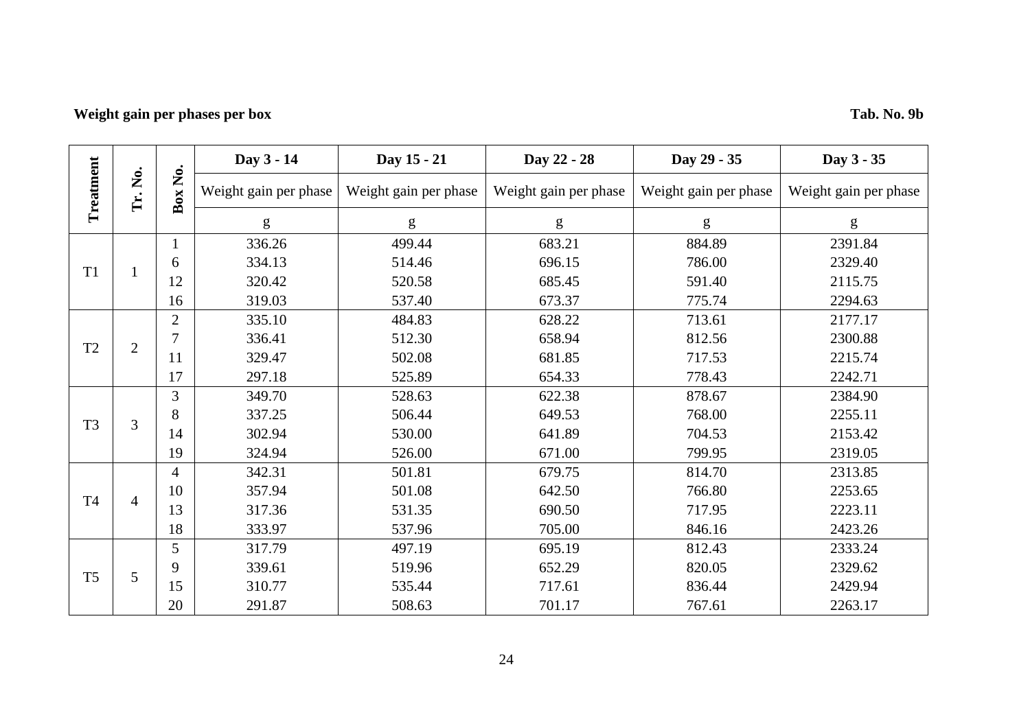**Weight gain per phases per box** **Tab. No. 9b**

| Treatment | Tr. No. | Box No. | Day 3 - 14 | Day 15 - 21 | Day 22 - 28 | Day 29 - 35 | Day 3 - 35 |
|---|---|---|---|---|---|---|---|
| | | | Weight gain per phase | Weight gain per phase | Weight gain per phase | Weight gain per phase | Weight gain per phase |
| | | | g | g | g | g | g |
| T1 | 1 | 1 | 336.26 | 499.44 | 683.21 | 884.89 | 2391.84 |
| | | 6 | 334.13 | 514.46 | 696.15 | 786.00 | 2329.40 |
| | | 12 | 320.42 | 520.58 | 685.45 | 591.40 | 2115.75 |
| | | 16 | 319.03 | 537.40 | 673.37 | 775.74 | 2294.63 |
| T2 | 2 | 2 | 335.10 | 484.83 | 628.22 | 713.61 | 2177.17 |
| | | 7 | 336.41 | 512.30 | 658.94 | 812.56 | 2300.88 |
| | | 11 | 329.47 | 502.08 | 681.85 | 717.53 | 2215.74 |
| | | 17 | 297.18 | 525.89 | 654.33 | 778.43 | 2242.71 |
| T3 | 3 | 3 | 349.70 | 528.63 | 622.38 | 878.67 | 2384.90 |
| | | 8 | 337.25 | 506.44 | 649.53 | 768.00 | 2255.11 |
| | | 14 | 302.94 | 530.00 | 641.89 | 704.53 | 2153.42 |
| | | 19 | 324.94 | 526.00 | 671.00 | 799.95 | 2319.05 |
| T4 | 4 | 4 | 342.31 | 501.81 | 679.75 | 814.70 | 2313.85 |
| | | 10 | 357.94 | 501.08 | 642.50 | 766.80 | 2253.65 |
| | | 13 | 317.36 | 531.35 | 690.50 | 717.95 | 2223.11 |
| | | 18 | 333.97 | 537.96 | 705.00 | 846.16 | 2423.26 |
| T5 | 5 | 5 | 317.79 | 497.19 | 695.19 | 812.43 | 2333.24 |
| | | 9 | 339.61 | 519.96 | 652.29 | 820.05 | 2329.62 |
| | | 15 | 310.77 | 535.44 | 717.61 | 836.44 | 2429.94 |
| | | 20 | 291.87 | 508.63 | 701.17 | 767.61 | 2263.17 |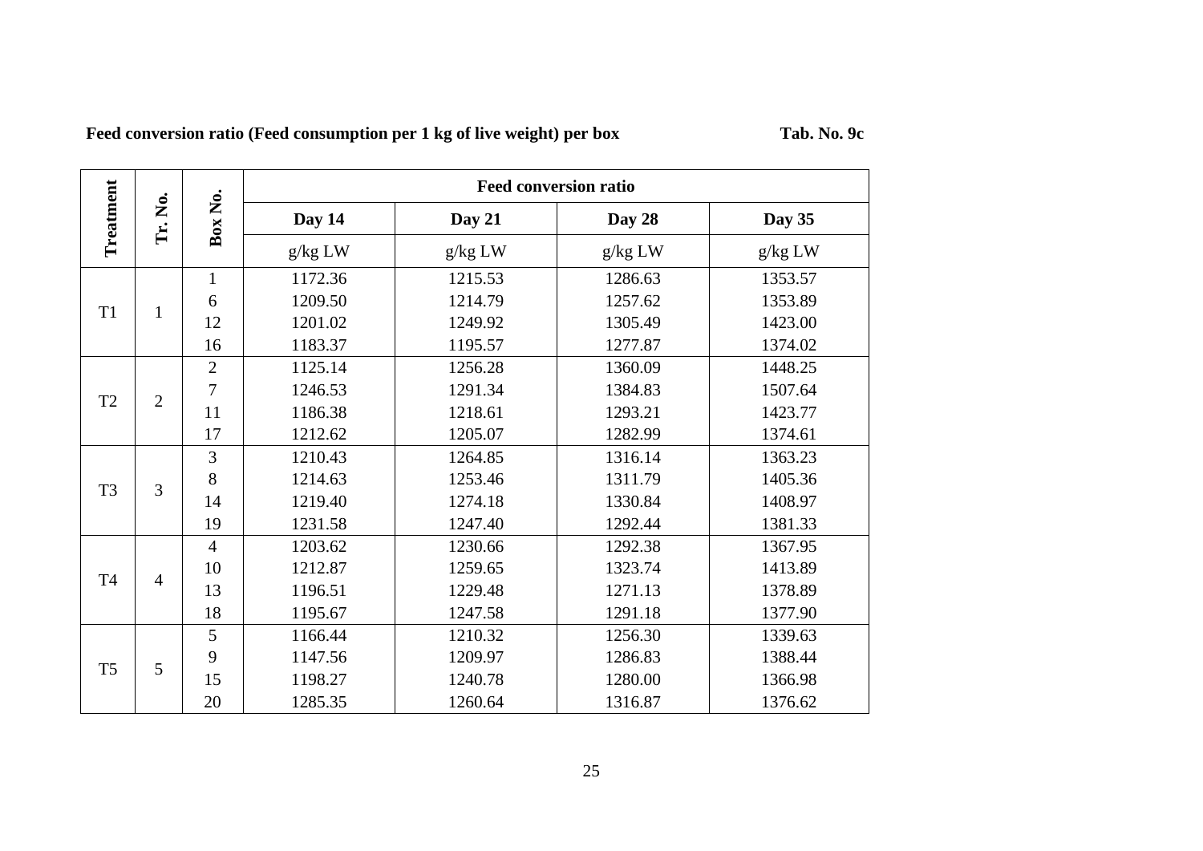**Feed conversion ratio (Feed consumption per 1 kg of live weight) per box** **Tab. No. 9c**

| Treatment | Tr. No. | Box No. | Feed conversion ratio | | | |
|---|---|---|---|---|---|---|
| | | | Day 14 | Day 21 | Day 28 | Day 35 |
| | | | g/kg LW | g/kg LW | g/kg LW | g/kg LW |
| T1 | 1 | 1 | 1172.36 | 1215.53 | 1286.63 | 1353.57 |
| | | 6 | 1209.50 | 1214.79 | 1257.62 | 1353.89 |
| | | 12 | 1201.02 | 1249.92 | 1305.49 | 1423.00 |
| | | 16 | 1183.37 | 1195.57 | 1277.87 | 1374.02 |
| T2 | 2 | 2 | 1125.14 | 1256.28 | 1360.09 | 1448.25 |
| | | 7 | 1246.53 | 1291.34 | 1384.83 | 1507.64 |
| | | 11 | 1186.38 | 1218.61 | 1293.21 | 1423.77 |
| | | 17 | 1212.62 | 1205.07 | 1282.99 | 1374.61 |
| T3 | 3 | 3 | 1210.43 | 1264.85 | 1316.14 | 1363.23 |
| | | 8 | 1214.63 | 1253.46 | 1311.79 | 1405.36 |
| | | 14 | 1219.40 | 1274.18 | 1330.84 | 1408.97 |
| | | 19 | 1231.58 | 1247.40 | 1292.44 | 1381.33 |
| T4 | 4 | 4 | 1203.62 | 1230.66 | 1292.38 | 1367.95 |
| | | 10 | 1212.87 | 1259.65 | 1323.74 | 1413.89 |
| | | 13 | 1196.51 | 1229.48 | 1271.13 | 1378.89 |
| | | 18 | 1195.67 | 1247.58 | 1291.18 | 1377.90 |
| T5 | 5 | 5 | 1166.44 | 1210.32 | 1256.30 | 1339.63 |
| | | 9 | 1147.56 | 1209.97 | 1286.83 | 1388.44 |
| | | 15 | 1198.27 | 1240.78 | 1280.00 | 1366.98 |
| | | 20 | 1285.35 | 1260.64 | 1316.87 | 1376.62 |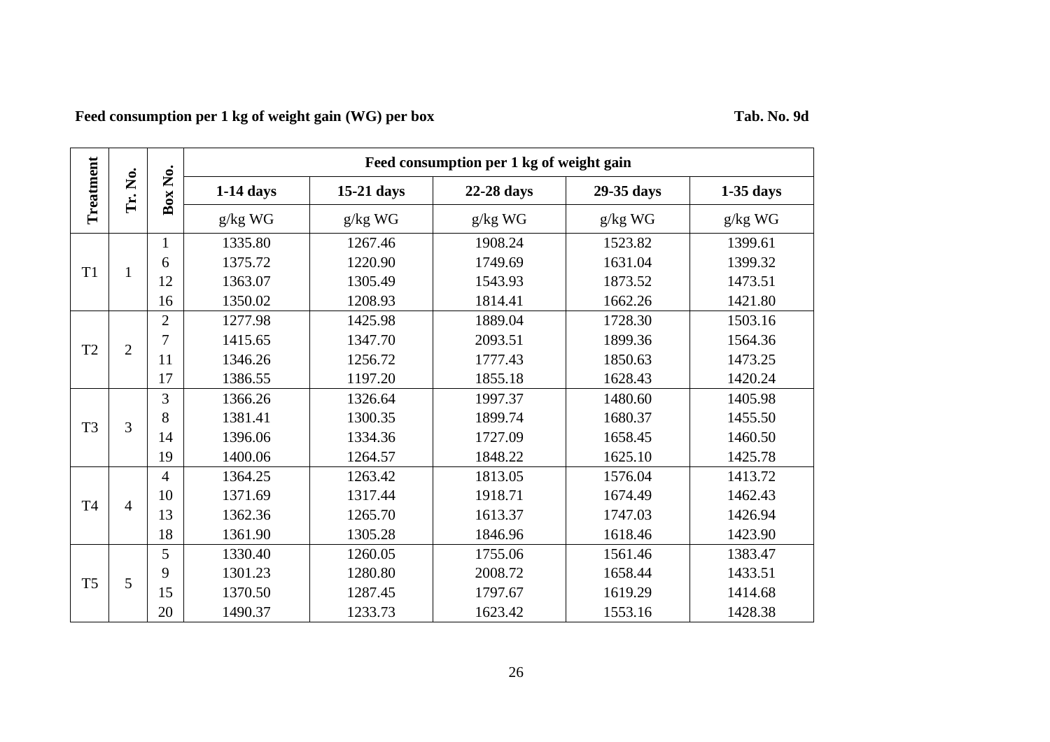**Feed consumption per 1 kg of weight gain (WG) per box** **Tab. No. 9d**

| Treatment | Tr. No. | Box No. | Feed consumption per 1 kg of weight gain | | | | |
|---|---|---|---|---|---|---|---|
| | | | 1-14 days | 15-21 days | 22-28 days | 29-35 days | 1-35 days |
| | | | g/kg WG | g/kg WG | g/kg WG | g/kg WG | g/kg WG |
| T1 | 1 | 1 | 1335.80 | 1267.46 | 1908.24 | 1523.82 | 1399.61 |
| | | 6 | 1375.72 | 1220.90 | 1749.69 | 1631.04 | 1399.32 |
| | | 12 | 1363.07 | 1305.49 | 1543.93 | 1873.52 | 1473.51 |
| | | 16 | 1350.02 | 1208.93 | 1814.41 | 1662.26 | 1421.80 |
| T2 | 2 | 2 | 1277.98 | 1425.98 | 1889.04 | 1728.30 | 1503.16 |
| | | 7 | 1415.65 | 1347.70 | 2093.51 | 1899.36 | 1564.36 |
| | | 11 | 1346.26 | 1256.72 | 1777.43 | 1850.63 | 1473.25 |
| | | 17 | 1386.55 | 1197.20 | 1855.18 | 1628.43 | 1420.24 |
| T3 | 3 | 3 | 1366.26 | 1326.64 | 1997.37 | 1480.60 | 1405.98 |
| | | 8 | 1381.41 | 1300.35 | 1899.74 | 1680.37 | 1455.50 |
| | | 14 | 1396.06 | 1334.36 | 1727.09 | 1658.45 | 1460.50 |
| | | 19 | 1400.06 | 1264.57 | 1848.22 | 1625.10 | 1425.78 |
| T4 | 4 | 4 | 1364.25 | 1263.42 | 1813.05 | 1576.04 | 1413.72 |
| | | 10 | 1371.69 | 1317.44 | 1918.71 | 1674.49 | 1462.43 |
| | | 13 | 1362.36 | 1265.70 | 1613.37 | 1747.03 | 1426.94 |
| | | 18 | 1361.90 | 1305.28 | 1846.96 | 1618.46 | 1423.90 |
| T5 | 5 | 5 | 1330.40 | 1260.05 | 1755.06 | 1561.46 | 1383.47 |
| | | 9 | 1301.23 | 1280.80 | 2008.72 | 1658.44 | 1433.51 |
| | | 15 | 1370.50 | 1287.45 | 1797.67 | 1619.29 | 1414.68 |
| | | 20 | 1490.37 | 1233.73 | 1623.42 | 1553.16 | 1428.38 |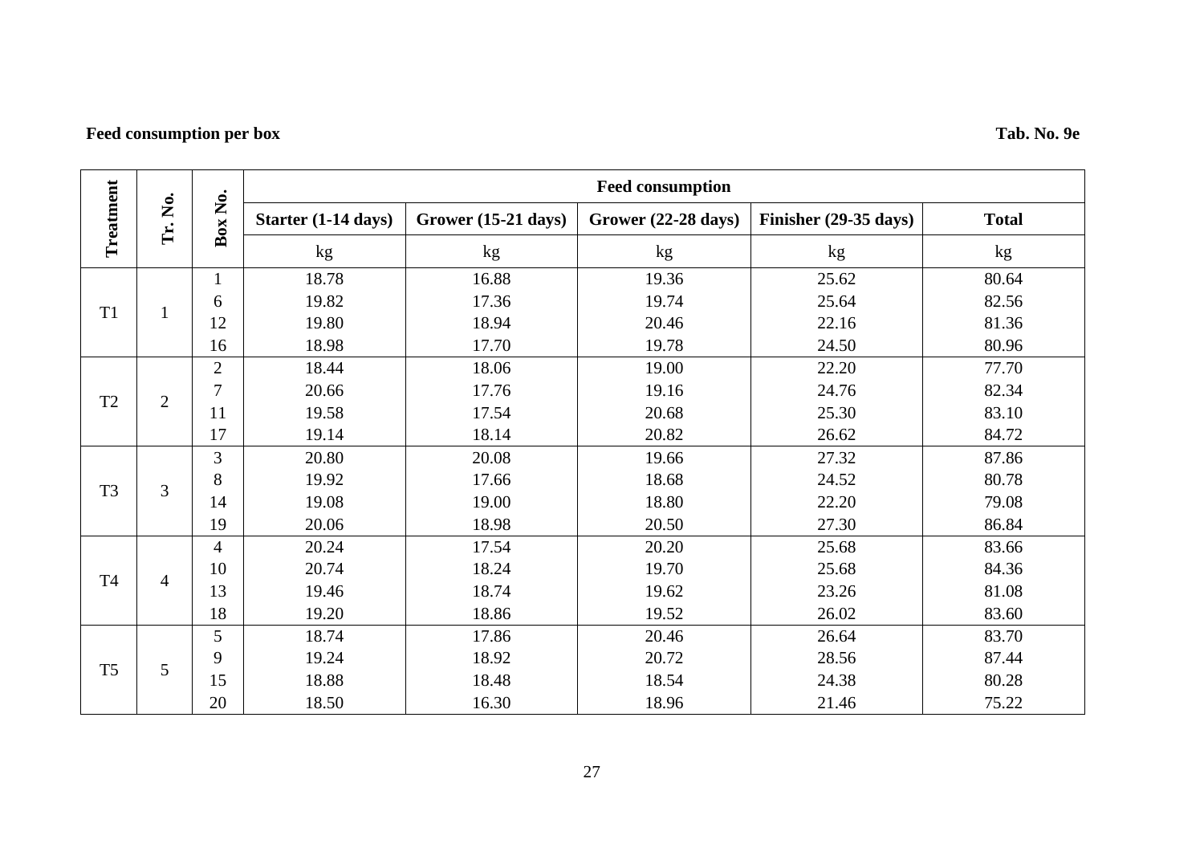**Feed consumption per box** **Tab. No. 9e**

| Treatment | Tr. No. | Box No. | Feed consumption | | | | |
|---|---|---|---|---|---|---|---|
| | | | Starter (1-14 days) | Grower (15-21 days) | Grower (22-28 days) | Finisher (29-35 days) | Total |
| | | | kg | kg | kg | kg | kg |
| T1 | 1 | 1 | 18.78 | 16.88 | 19.36 | 25.62 | 80.64 |
| | | 6 | 19.82 | 17.36 | 19.74 | 25.64 | 82.56 |
| | | 12 | 19.80 | 18.94 | 20.46 | 22.16 | 81.36 |
| | | 16 | 18.98 | 17.70 | 19.78 | 24.50 | 80.96 |
| T2 | 2 | 2 | 18.44 | 18.06 | 19.00 | 22.20 | 77.70 |
| | | 7 | 20.66 | 17.76 | 19.16 | 24.76 | 82.34 |
| | | 11 | 19.58 | 17.54 | 20.68 | 25.30 | 83.10 |
| | | 17 | 19.14 | 18.14 | 20.82 | 26.62 | 84.72 |
| T3 | 3 | 3 | 20.80 | 20.08 | 19.66 | 27.32 | 87.86 |
| | | 8 | 19.92 | 17.66 | 18.68 | 24.52 | 80.78 |
| | | 14 | 19.08 | 19.00 | 18.80 | 22.20 | 79.08 |
| | | 19 | 20.06 | 18.98 | 20.50 | 27.30 | 86.84 |
| T4 | 4 | 4 | 20.24 | 17.54 | 20.20 | 25.68 | 83.66 |
| | | 10 | 20.74 | 18.24 | 19.70 | 25.68 | 84.36 |
| | | 13 | 19.46 | 18.74 | 19.62 | 23.26 | 81.08 |
| | | 18 | 19.20 | 18.86 | 19.52 | 26.02 | 83.60 |
| T5 | 5 | 5 | 18.74 | 17.86 | 20.46 | 26.64 | 83.70 |
| | | 9 | 19.24 | 18.92 | 20.72 | 28.56 | 87.44 |
| | | 15 | 18.88 | 18.48 | 18.54 | 24.38 | 80.28 |
| | | 20 | 18.50 | 16.30 | 18.96 | 21.46 | 75.22 |